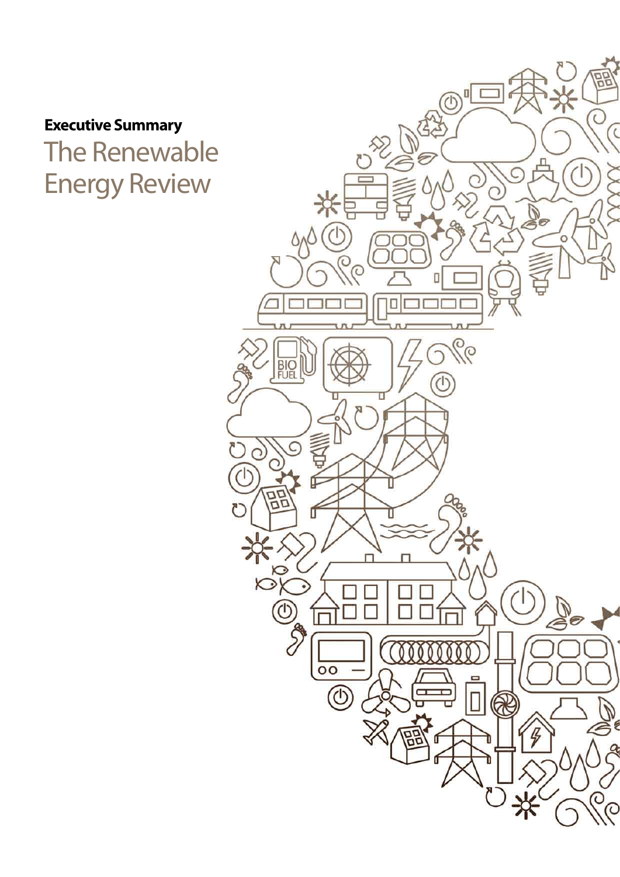**Executive Summary**

# The Renewable Energy Review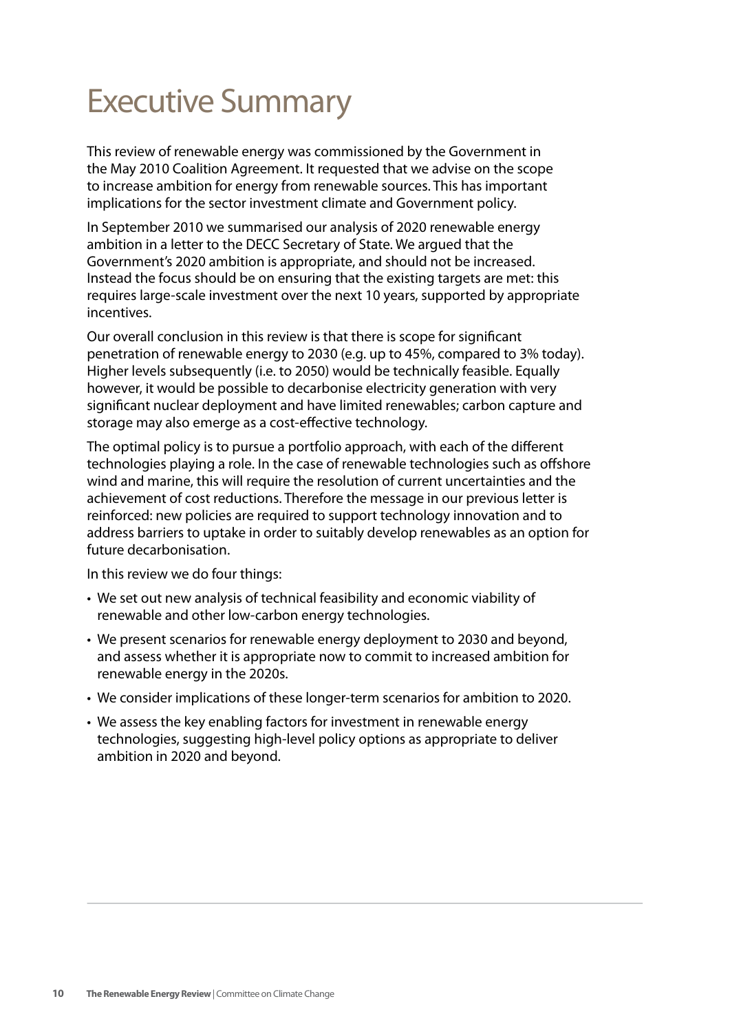# Executive Summary

This review of renewable energy was commissioned by the Government in the May 2010 Coalition Agreement. It requested that we advise on the scope to increase ambition for energy from renewable sources. This has important implications for the sector investment climate and Government policy.

In September 2010 we summarised our analysis of 2020 renewable energy ambition in a letter to the DECC Secretary of State. We argued that the Government's 2020 ambition is appropriate, and should not be increased. Instead the focus should be on ensuring that the existing targets are met: this requires large-scale investment over the next 10 years, supported by appropriate incentives.

Our overall conclusion in this review is that there is scope for significant penetration of renewable energy to 2030 (e.g. up to 45%, compared to 3% today). Higher levels subsequently (i.e. to 2050) would be technically feasible. Equally however, it would be possible to decarbonise electricity generation with very significant nuclear deployment and have limited renewables; carbon capture and storage may also emerge as a cost-effective technology.

The optimal policy is to pursue a portfolio approach, with each of the different technologies playing a role. In the case of renewable technologies such as offshore wind and marine, this will require the resolution of current uncertainties and the achievement of cost reductions. Therefore the message in our previous letter is reinforced: new policies are required to support technology innovation and to address barriers to uptake in order to suitably develop renewables as an option for future decarbonisation.

In this review we do four things:

- We set out new analysis of technical feasibility and economic viability of renewable and other low-carbon energy technologies.
- We present scenarios for renewable energy deployment to 2030 and beyond, and assess whether it is appropriate now to commit to increased ambition for renewable energy in the 2020s.
- We consider implications of these longer-term scenarios for ambition to 2020.
- We assess the key enabling factors for investment in renewable energy technologies, suggesting high-level policy options as appropriate to deliver ambition in 2020 and beyond.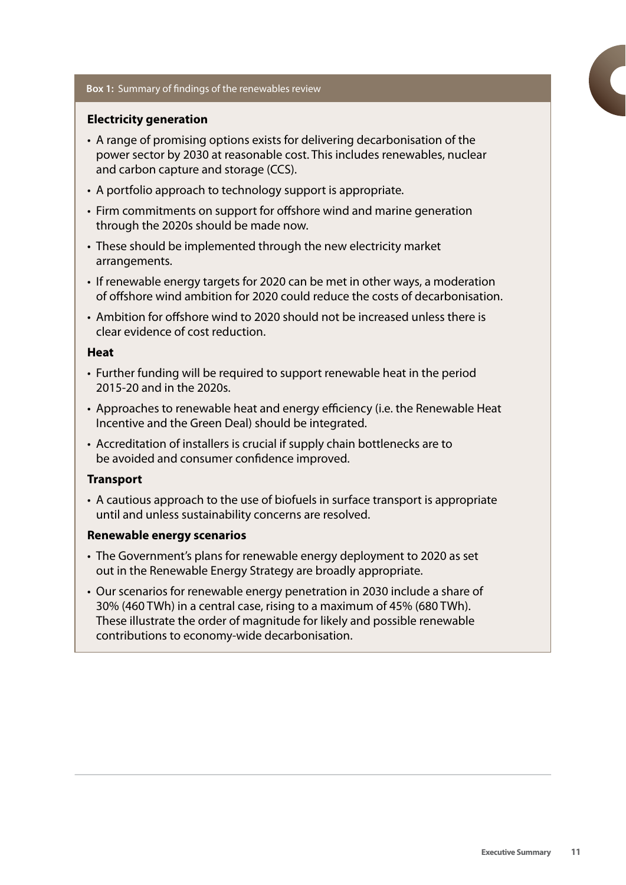**Box 1:** Summary of findings of the renewables review

**Electricity generation**

- A range of promising options exists for delivering decarbonisation of the power sector by 2030 at reasonable cost. This includes renewables, nuclear and carbon capture and storage (CCS).
- A portfolio approach to technology support is appropriate.
- Firm commitments on support for offshore wind and marine generation through the 2020s should be made now.
- These should be implemented through the new electricity market arrangements.
- If renewable energy targets for 2020 can be met in other ways, a moderation of offshore wind ambition for 2020 could reduce the costs of decarbonisation.
- Ambition for offshore wind to 2020 should not be increased unless there is clear evidence of cost reduction.

**Heat**

- Further funding will be required to support renewable heat in the period 2015-20 and in the 2020s.
- Approaches to renewable heat and energy efficiency (i.e. the Renewable Heat Incentive and the Green Deal) should be integrated.
- Accreditation of installers is crucial if supply chain bottlenecks are to be avoided and consumer confidence improved.

**Transport**

- A cautious approach to the use of biofuels in surface transport is appropriate until and unless sustainability concerns are resolved.

**Renewable energy scenarios**

- The Government's plans for renewable energy deployment to 2020 as set out in the Renewable Energy Strategy are broadly appropriate.
- Our scenarios for renewable energy penetration in 2030 include a share of 30% (460 TWh) in a central case, rising to a maximum of 45% (680 TWh). These illustrate the order of magnitude for likely and possible renewable contributions to economy-wide decarbonisation.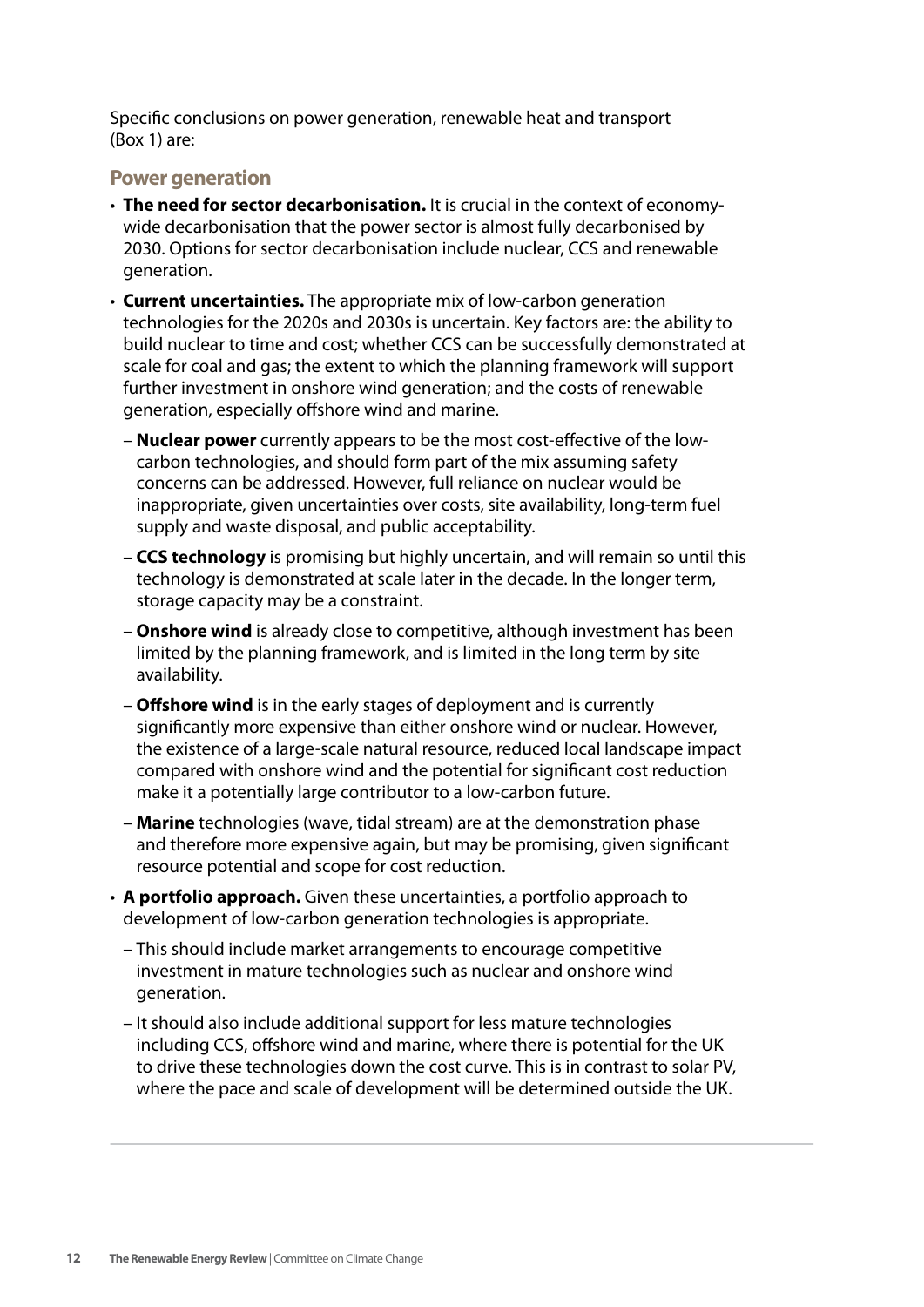Specific conclusions on power generation, renewable heat and transport (Box 1) are:

## Power generation

- **The need for sector decarbonisation.** It is crucial in the context of economy-wide decarbonisation that the power sector is almost fully decarbonised by 2030. Options for sector decarbonisation include nuclear, CCS and renewable generation.
- **Current uncertainties.** The appropriate mix of low-carbon generation technologies for the 2020s and 2030s is uncertain. Key factors are: the ability to build nuclear to time and cost; whether CCS can be successfully demonstrated at scale for coal and gas; the extent to which the planning framework will support further investment in onshore wind generation; and the costs of renewable generation, especially offshore wind and marine.
  - **Nuclear power** currently appears to be the most cost-effective of the low-carbon technologies, and should form part of the mix assuming safety concerns can be addressed. However, full reliance on nuclear would be inappropriate, given uncertainties over costs, site availability, long-term fuel supply and waste disposal, and public acceptability.
  - **CCS technology** is promising but highly uncertain, and will remain so until this technology is demonstrated at scale later in the decade. In the longer term, storage capacity may be a constraint.
  - **Onshore wind** is already close to competitive, although investment has been limited by the planning framework, and is limited in the long term by site availability.
  - **Offshore wind** is in the early stages of deployment and is currently significantly more expensive than either onshore wind or nuclear. However, the existence of a large-scale natural resource, reduced local landscape impact compared with onshore wind and the potential for significant cost reduction make it a potentially large contributor to a low-carbon future.
  - **Marine** technologies (wave, tidal stream) are at the demonstration phase and therefore more expensive again, but may be promising, given significant resource potential and scope for cost reduction.
- **A portfolio approach.** Given these uncertainties, a portfolio approach to development of low-carbon generation technologies is appropriate.
  - This should include market arrangements to encourage competitive investment in mature technologies such as nuclear and onshore wind generation.
  - It should also include additional support for less mature technologies including CCS, offshore wind and marine, where there is potential for the UK to drive these technologies down the cost curve. This is in contrast to solar PV, where the pace and scale of development will be determined outside the UK.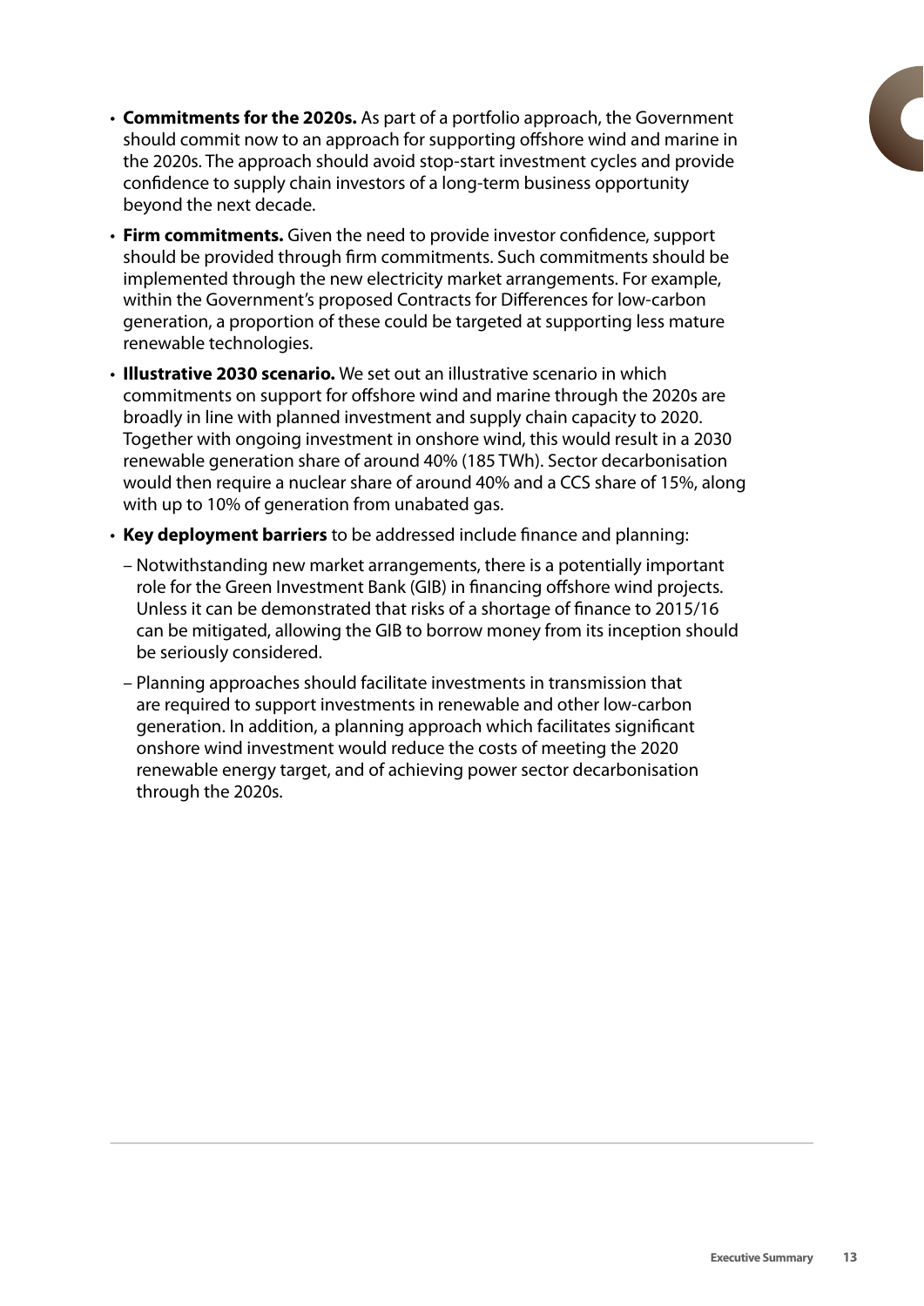- **Commitments for the 2020s.** As part of a portfolio approach, the Government should commit now to an approach for supporting offshore wind and marine in the 2020s. The approach should avoid stop-start investment cycles and provide confidence to supply chain investors of a long-term business opportunity beyond the next decade.
- **Firm commitments.** Given the need to provide investor confidence, support should be provided through firm commitments. Such commitments should be implemented through the new electricity market arrangements. For example, within the Government's proposed Contracts for Differences for low-carbon generation, a proportion of these could be targeted at supporting less mature renewable technologies.
- **Illustrative 2030 scenario.** We set out an illustrative scenario in which commitments on support for offshore wind and marine through the 2020s are broadly in line with planned investment and supply chain capacity to 2020. Together with ongoing investment in onshore wind, this would result in a 2030 renewable generation share of around 40% (185 TWh). Sector decarbonisation would then require a nuclear share of around 40% and a CCS share of 15%, along with up to 10% of generation from unabated gas.
- **Key deployment barriers** to be addressed include finance and planning:
  - Notwithstanding new market arrangements, there is a potentially important role for the Green Investment Bank (GIB) in financing offshore wind projects. Unless it can be demonstrated that risks of a shortage of finance to 2015/16 can be mitigated, allowing the GIB to borrow money from its inception should be seriously considered.
  - Planning approaches should facilitate investments in transmission that are required to support investments in renewable and other low-carbon generation. In addition, a planning approach which facilitates significant onshore wind investment would reduce the costs of meeting the 2020 renewable energy target, and of achieving power sector decarbonisation through the 2020s.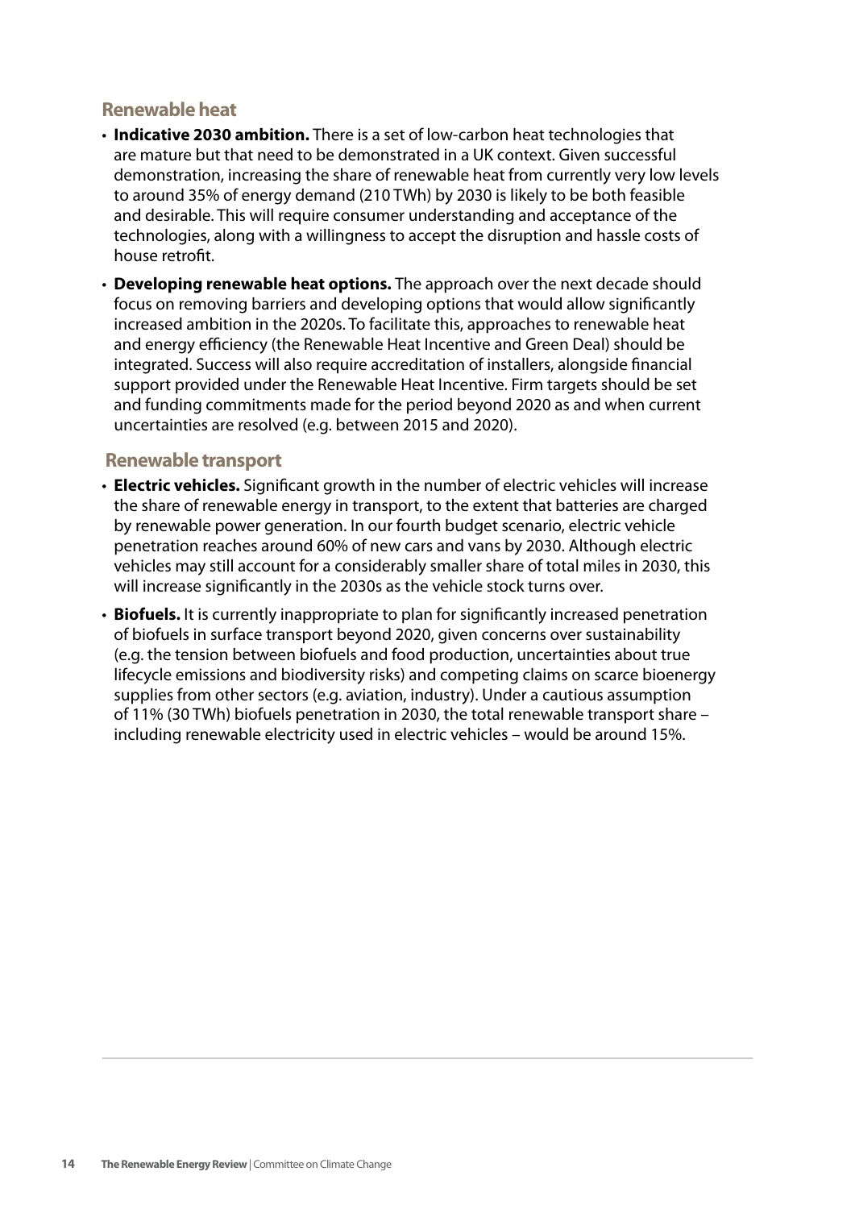## Renewable heat

- **Indicative 2030 ambition.** There is a set of low-carbon heat technologies that are mature but that need to be demonstrated in a UK context. Given successful demonstration, increasing the share of renewable heat from currently very low levels to around 35% of energy demand (210 TWh) by 2030 is likely to be both feasible and desirable. This will require consumer understanding and acceptance of the technologies, along with a willingness to accept the disruption and hassle costs of house retrofit.
- **Developing renewable heat options.** The approach over the next decade should focus on removing barriers and developing options that would allow significantly increased ambition in the 2020s. To facilitate this, approaches to renewable heat and energy efficiency (the Renewable Heat Incentive and Green Deal) should be integrated. Success will also require accreditation of installers, alongside financial support provided under the Renewable Heat Incentive. Firm targets should be set and funding commitments made for the period beyond 2020 as and when current uncertainties are resolved (e.g. between 2015 and 2020).

## Renewable transport

- **Electric vehicles.** Significant growth in the number of electric vehicles will increase the share of renewable energy in transport, to the extent that batteries are charged by renewable power generation. In our fourth budget scenario, electric vehicle penetration reaches around 60% of new cars and vans by 2030. Although electric vehicles may still account for a considerably smaller share of total miles in 2030, this will increase significantly in the 2030s as the vehicle stock turns over.
- **Biofuels.** It is currently inappropriate to plan for significantly increased penetration of biofuels in surface transport beyond 2020, given concerns over sustainability (e.g. the tension between biofuels and food production, uncertainties about true lifecycle emissions and biodiversity risks) and competing claims on scarce bioenergy supplies from other sectors (e.g. aviation, industry). Under a cautious assumption of 11% (30 TWh) biofuels penetration in 2030, the total renewable transport share – including renewable electricity used in electric vehicles – would be around 15%.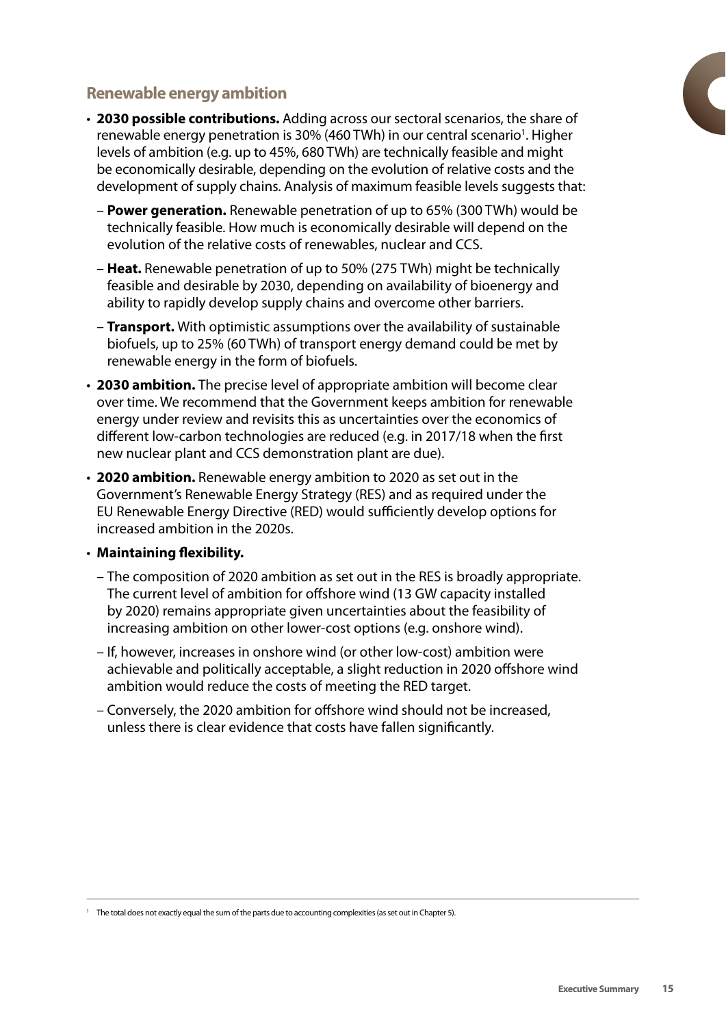## Renewable energy ambition

- **2030 possible contributions.** Adding across our sectoral scenarios, the share of renewable energy penetration is 30% (460 TWh) in our central scenario[1]. Higher levels of ambition (e.g. up to 45%, 680 TWh) are technically feasible and might be economically desirable, depending on the evolution of relative costs and the development of supply chains. Analysis of maximum feasible levels suggests that:
  - **Power generation.** Renewable penetration of up to 65% (300 TWh) would be technically feasible. How much is economically desirable will depend on the evolution of the relative costs of renewables, nuclear and CCS.
  - **Heat.** Renewable penetration of up to 50% (275 TWh) might be technically feasible and desirable by 2030, depending on availability of bioenergy and ability to rapidly develop supply chains and overcome other barriers.
  - **Transport.** With optimistic assumptions over the availability of sustainable biofuels, up to 25% (60 TWh) of transport energy demand could be met by renewable energy in the form of biofuels.
- **2030 ambition.** The precise level of appropriate ambition will become clear over time. We recommend that the Government keeps ambition for renewable energy under review and revisits this as uncertainties over the economics of different low-carbon technologies are reduced (e.g. in 2017/18 when the first new nuclear plant and CCS demonstration plant are due).
- **2020 ambition.** Renewable energy ambition to 2020 as set out in the Government's Renewable Energy Strategy (RES) and as required under the EU Renewable Energy Directive (RED) would sufficiently develop options for increased ambition in the 2020s.
- **Maintaining flexibility.**
  - The composition of 2020 ambition as set out in the RES is broadly appropriate. The current level of ambition for offshore wind (13 GW capacity installed by 2020) remains appropriate given uncertainties about the feasibility of increasing ambition on other lower-cost options (e.g. onshore wind).
  - If, however, increases in onshore wind (or other low-cost) ambition were achievable and politically acceptable, a slight reduction in 2020 offshore wind ambition would reduce the costs of meeting the RED target.
  - Conversely, the 2020 ambition for offshore wind should not be increased, unless there is clear evidence that costs have fallen significantly.

[1] The total does not exactly equal the sum of the parts due to accounting complexities (as set out in Chapter 5).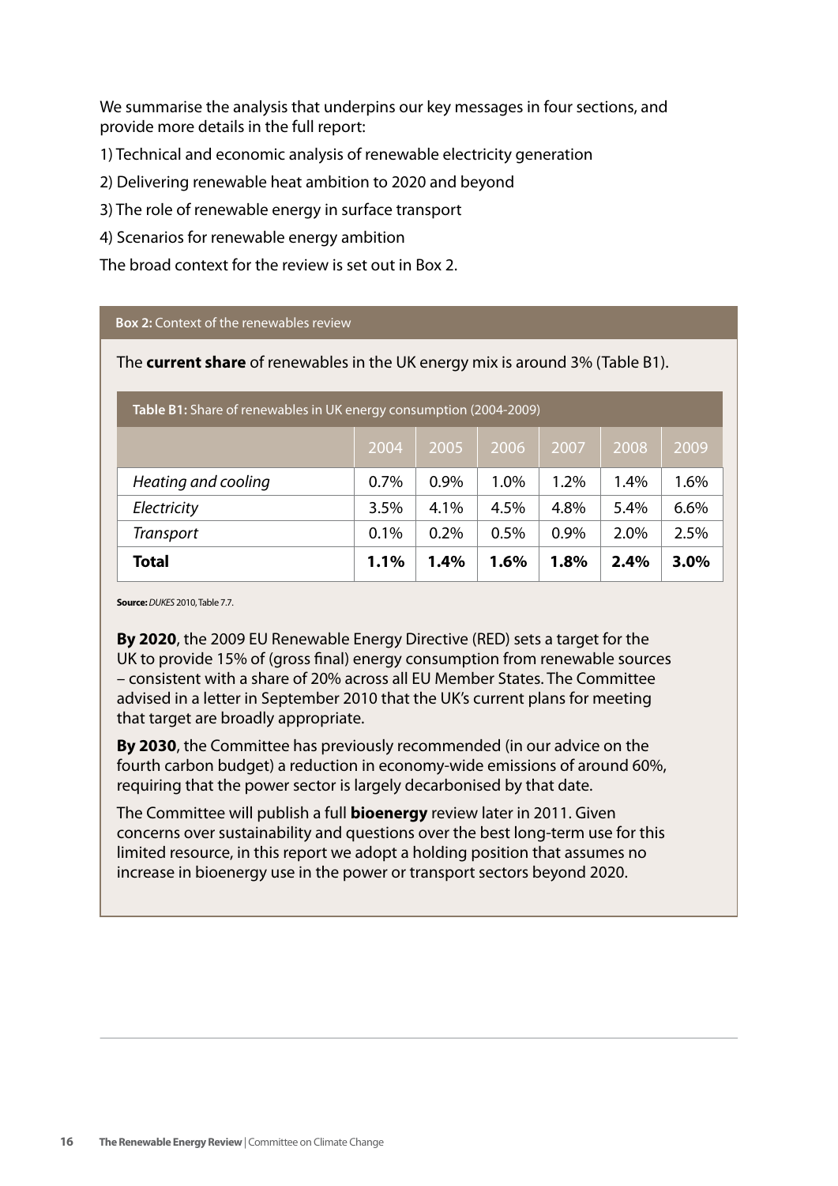We summarise the analysis that underpins our key messages in four sections, and provide more details in the full report:

1) Technical and economic analysis of renewable electricity generation

2) Delivering renewable heat ambition to 2020 and beyond

3) The role of renewable energy in surface transport

4) Scenarios for renewable energy ambition

The broad context for the review is set out in Box 2.

**Box 2:** Context of the renewables review

The **current share** of renewables in the UK energy mix is around 3% (Table B1).

**Table B1:** Share of renewables in UK energy consumption (2004-2009)

| | 2004 | 2005 | 2006 | 2007 | 2008 | 2009 |
|---|---|---|---|---|---|---|
| *Heating and cooling* | 0.7% | 0.9% | 1.0% | 1.2% | 1.4% | 1.6% |
| *Electricity* | 3.5% | 4.1% | 4.5% | 4.8% | 5.4% | 6.6% |
| *Transport* | 0.1% | 0.2% | 0.5% | 0.9% | 2.0% | 2.5% |
| **Total** | **1.1%** | **1.4%** | **1.6%** | **1.8%** | **2.4%** | **3.0%** |

**Source:** *DUKES* 2010, Table 7.7.

**By 2020**, the 2009 EU Renewable Energy Directive (RED) sets a target for the UK to provide 15% of (gross final) energy consumption from renewable sources – consistent with a share of 20% across all EU Member States. The Committee advised in a letter in September 2010 that the UK's current plans for meeting that target are broadly appropriate.

**By 2030**, the Committee has previously recommended (in our advice on the fourth carbon budget) a reduction in economy-wide emissions of around 60%, requiring that the power sector is largely decarbonised by that date.

The Committee will publish a full **bioenergy** review later in 2011. Given concerns over sustainability and questions over the best long-term use for this limited resource, in this report we adopt a holding position that assumes no increase in bioenergy use in the power or transport sectors beyond 2020.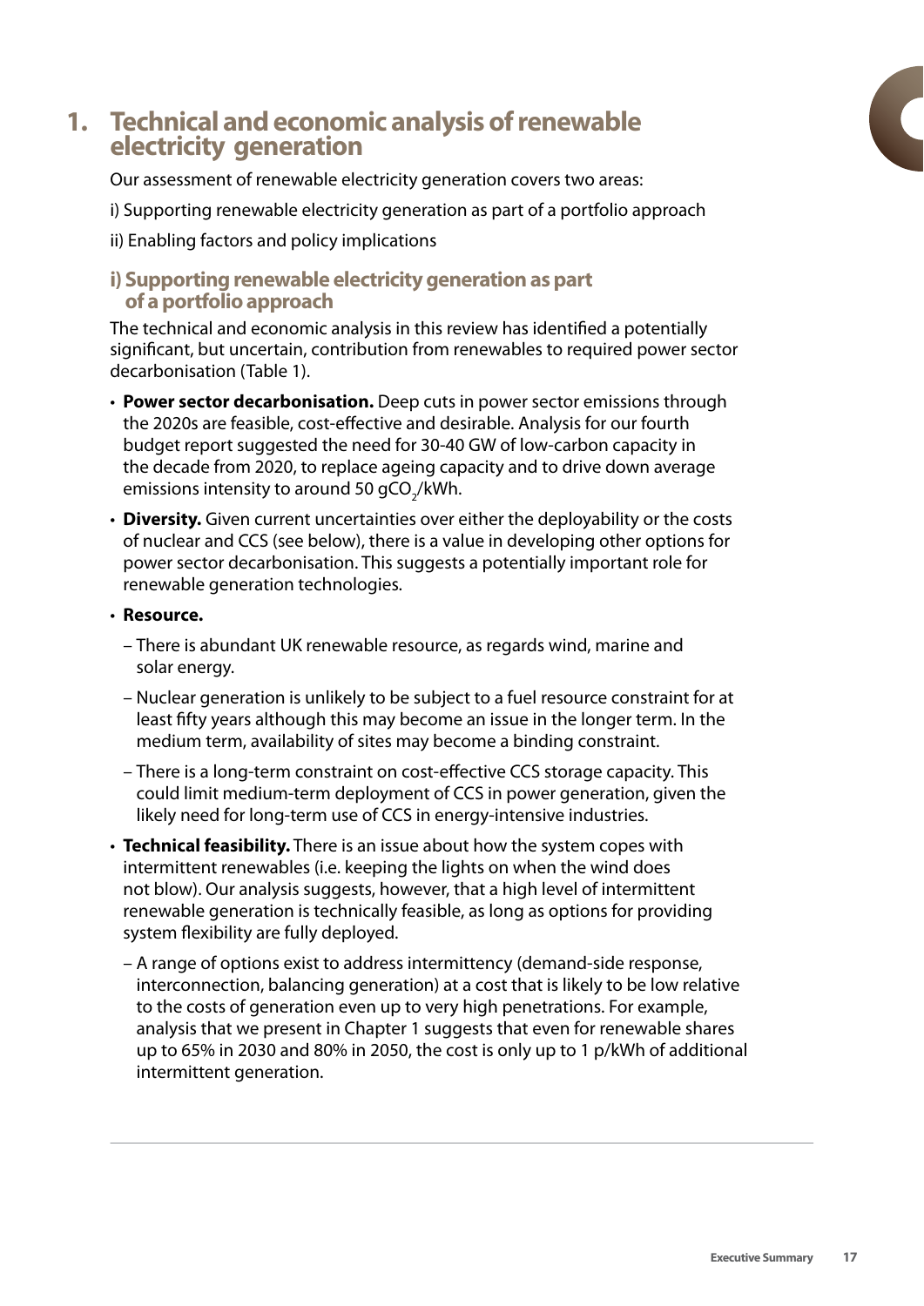# 1. Technical and economic analysis of renewable electricity generation

Our assessment of renewable electricity generation covers two areas:

i) Supporting renewable electricity generation as part of a portfolio approach

ii) Enabling factors and policy implications

## i) Supporting renewable electricity generation as part of a portfolio approach

The technical and economic analysis in this review has identified a potentially significant, but uncertain, contribution from renewables to required power sector decarbonisation (Table 1).

- **Power sector decarbonisation.** Deep cuts in power sector emissions through the 2020s are feasible, cost-effective and desirable. Analysis for our fourth budget report suggested the need for 30-40 GW of low-carbon capacity in the decade from 2020, to replace ageing capacity and to drive down average emissions intensity to around 50 $gCO_2$/kWh.
- **Diversity.** Given current uncertainties over either the deployability or the costs of nuclear and CCS (see below), there is a value in developing other options for power sector decarbonisation. This suggests a potentially important role for renewable generation technologies.
- **Resource.**
  - There is abundant UK renewable resource, as regards wind, marine and solar energy.
  - Nuclear generation is unlikely to be subject to a fuel resource constraint for at least fifty years although this may become an issue in the longer term. In the medium term, availability of sites may become a binding constraint.
  - There is a long-term constraint on cost-effective CCS storage capacity. This could limit medium-term deployment of CCS in power generation, given the likely need for long-term use of CCS in energy-intensive industries.
- **Technical feasibility.** There is an issue about how the system copes with intermittent renewables (i.e. keeping the lights on when the wind does not blow). Our analysis suggests, however, that a high level of intermittent renewable generation is technically feasible, as long as options for providing system flexibility are fully deployed.
  - A range of options exist to address intermittency (demand-side response, interconnection, balancing generation) at a cost that is likely to be low relative to the costs of generation even up to very high penetrations. For example, analysis that we present in Chapter 1 suggests that even for renewable shares up to 65% in 2030 and 80% in 2050, the cost is only up to 1 p/kWh of additional intermittent generation.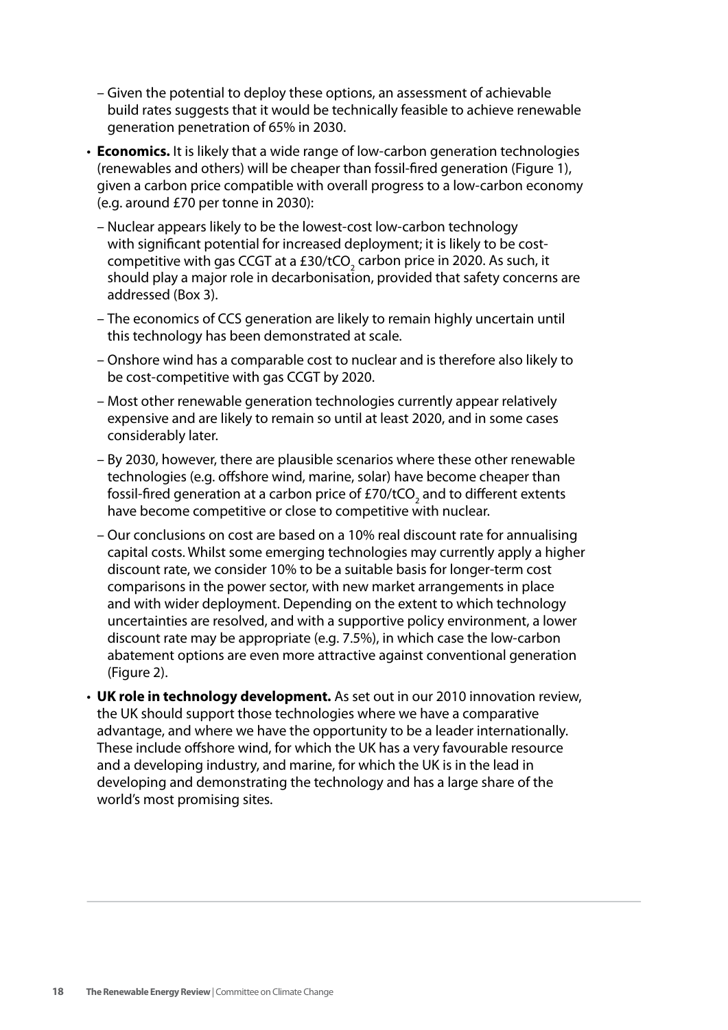- Given the potential to deploy these options, an assessment of achievable build rates suggests that it would be technically feasible to achieve renewable generation penetration of 65% in 2030.

- **Economics.** It is likely that a wide range of low-carbon generation technologies (renewables and others) will be cheaper than fossil-fired generation (Figure 1), given a carbon price compatible with overall progress to a low-carbon economy (e.g. around £70 per tonne in 2030):
  - Nuclear appears likely to be the lowest-cost low-carbon technology with significant potential for increased deployment; it is likely to be cost-competitive with gas CCGT at a £30/t$CO_2$ carbon price in 2020. As such, it should play a major role in decarbonisation, provided that safety concerns are addressed (Box 3).
  - The economics of CCS generation are likely to remain highly uncertain until this technology has been demonstrated at scale.
  - Onshore wind has a comparable cost to nuclear and is therefore also likely to be cost-competitive with gas CCGT by 2020.
  - Most other renewable generation technologies currently appear relatively expensive and are likely to remain so until at least 2020, and in some cases considerably later.
  - By 2030, however, there are plausible scenarios where these other renewable technologies (e.g. offshore wind, marine, solar) have become cheaper than fossil-fired generation at a carbon price of £70/t$CO_2$ and to different extents have become competitive or close to competitive with nuclear.
  - Our conclusions on cost are based on a 10% real discount rate for annualising capital costs. Whilst some emerging technologies may currently apply a higher discount rate, we consider 10% to be a suitable basis for longer-term cost comparisons in the power sector, with new market arrangements in place and with wider deployment. Depending on the extent to which technology uncertainties are resolved, and with a supportive policy environment, a lower discount rate may be appropriate (e.g. 7.5%), in which case the low-carbon abatement options are even more attractive against conventional generation (Figure 2).

- **UK role in technology development.** As set out in our 2010 innovation review, the UK should support those technologies where we have a comparative advantage, and where we have the opportunity to be a leader internationally. These include offshore wind, for which the UK has a very favourable resource and a developing industry, and marine, for which the UK is in the lead in developing and demonstrating the technology and has a large share of the world's most promising sites.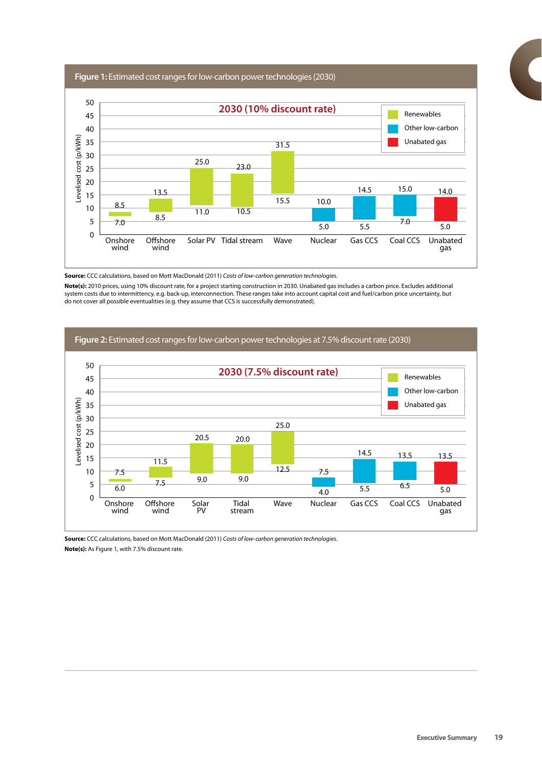**Figure 1:** Estimated cost ranges for low-carbon power technologies (2030)

2030 (10% discount rate)

| Technology | Category | Low (p/kWh) | High (p/kWh) |
| --- | --- | --- | --- |
| Onshore wind | Renewables | 7.0 | 8.5 |
| Offshore wind | Renewables | 8.5 | 13.5 |
| Solar PV | Renewables | 11.0 | 25.0 |
| Tidal stream | Renewables | 10.5 | 23.0 |
| Wave | Renewables | 15.5 | 31.5 |
| Nuclear | Other low-carbon | 5.0 | 10.0 |
| Gas CCS | Other low-carbon | 5.5 | 14.5 |
| Coal CCS | Other low-carbon | 7.0 | 15.0 |
| Unabated gas | Unabated gas | 5.0 | 14.0 |

Levelised cost (p/kWh)

**Source:** CCC calculations, based on Mott MacDonald (2011) *Costs of low-carbon generation technologies.*

**Note(s):** 2010 prices, using 10% discount rate, for a project starting construction in 2030. Unabated gas includes a carbon price. Excludes additional system costs due to intermittency, e.g. back-up, interconnection. These ranges take into account capital cost and fuel/carbon price uncertainty, but do not cover all possible eventualities (e.g. they assume that CCS is successfully demonstrated).

**Figure 2:** Estimated cost ranges for low-carbon power technologies at 7.5% discount rate (2030)

2030 (7.5% discount rate)

| Technology | Category | Low (p/kWh) | High (p/kWh) |
| --- | --- | --- | --- |
| Onshore wind | Renewables | 6.0 | 7.5 |
| Offshore wind | Renewables | 7.5 | 11.5 |
| Solar PV | Renewables | 9.0 | 20.5 |
| Tidal stream | Renewables | 9.0 | 20.0 |
| Wave | Renewables | 12.5 | 25.0 |
| Nuclear | Other low-carbon | 4.0 | 7.5 |
| Gas CCS | Other low-carbon | 5.5 | 14.5 |
| Coal CCS | Other low-carbon | 6.5 | 13.5 |
| Unabated gas | Unabated gas | 5.0 | 13.5 |

Levelised cost (p/kWh)

**Source:** CCC calculations, based on Mott MacDonald (2011) *Costs of low-carbon generation technologies.*

**Note(s):** As Figure 1, with 7.5% discount rate.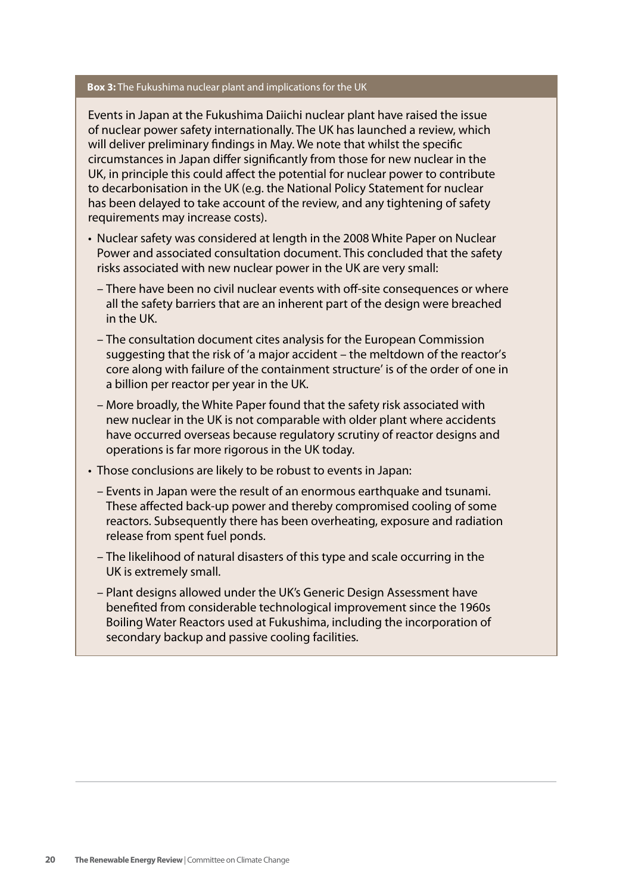**Box 3:** The Fukushima nuclear plant and implications for the UK

Events in Japan at the Fukushima Daiichi nuclear plant have raised the issue of nuclear power safety internationally. The UK has launched a review, which will deliver preliminary findings in May. We note that whilst the specific circumstances in Japan differ significantly from those for new nuclear in the UK, in principle this could affect the potential for nuclear power to contribute to decarbonisation in the UK (e.g. the National Policy Statement for nuclear has been delayed to take account of the review, and any tightening of safety requirements may increase costs).

- Nuclear safety was considered at length in the 2008 White Paper on Nuclear Power and associated consultation document. This concluded that the safety risks associated with new nuclear power in the UK are very small:
  - There have been no civil nuclear events with off-site consequences or where all the safety barriers that are an inherent part of the design were breached in the UK.
  - The consultation document cites analysis for the European Commission suggesting that the risk of 'a major accident – the meltdown of the reactor's core along with failure of the containment structure' is of the order of one in a billion per reactor per year in the UK.
  - More broadly, the White Paper found that the safety risk associated with new nuclear in the UK is not comparable with older plant where accidents have occurred overseas because regulatory scrutiny of reactor designs and operations is far more rigorous in the UK today.
- Those conclusions are likely to be robust to events in Japan:
  - Events in Japan were the result of an enormous earthquake and tsunami. These affected back-up power and thereby compromised cooling of some reactors. Subsequently there has been overheating, exposure and radiation release from spent fuel ponds.
  - The likelihood of natural disasters of this type and scale occurring in the UK is extremely small.
  - Plant designs allowed under the UK's Generic Design Assessment have benefited from considerable technological improvement since the 1960s Boiling Water Reactors used at Fukushima, including the incorporation of secondary backup and passive cooling facilities.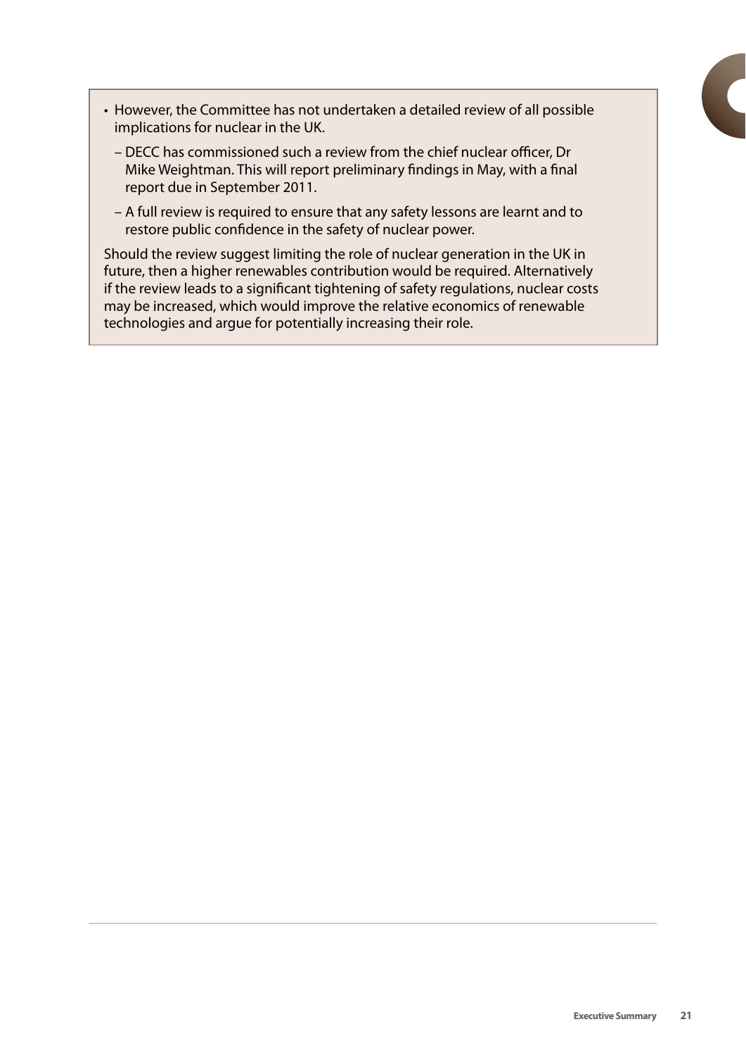- However, the Committee has not undertaken a detailed review of all possible implications for nuclear in the UK.
  - DECC has commissioned such a review from the chief nuclear officer, Dr Mike Weightman. This will report preliminary findings in May, with a final report due in September 2011.
  - A full review is required to ensure that any safety lessons are learnt and to restore public confidence in the safety of nuclear power.

Should the review suggest limiting the role of nuclear generation in the UK in future, then a higher renewables contribution would be required. Alternatively if the review leads to a significant tightening of safety regulations, nuclear costs may be increased, which would improve the relative economics of renewable technologies and argue for potentially increasing their role.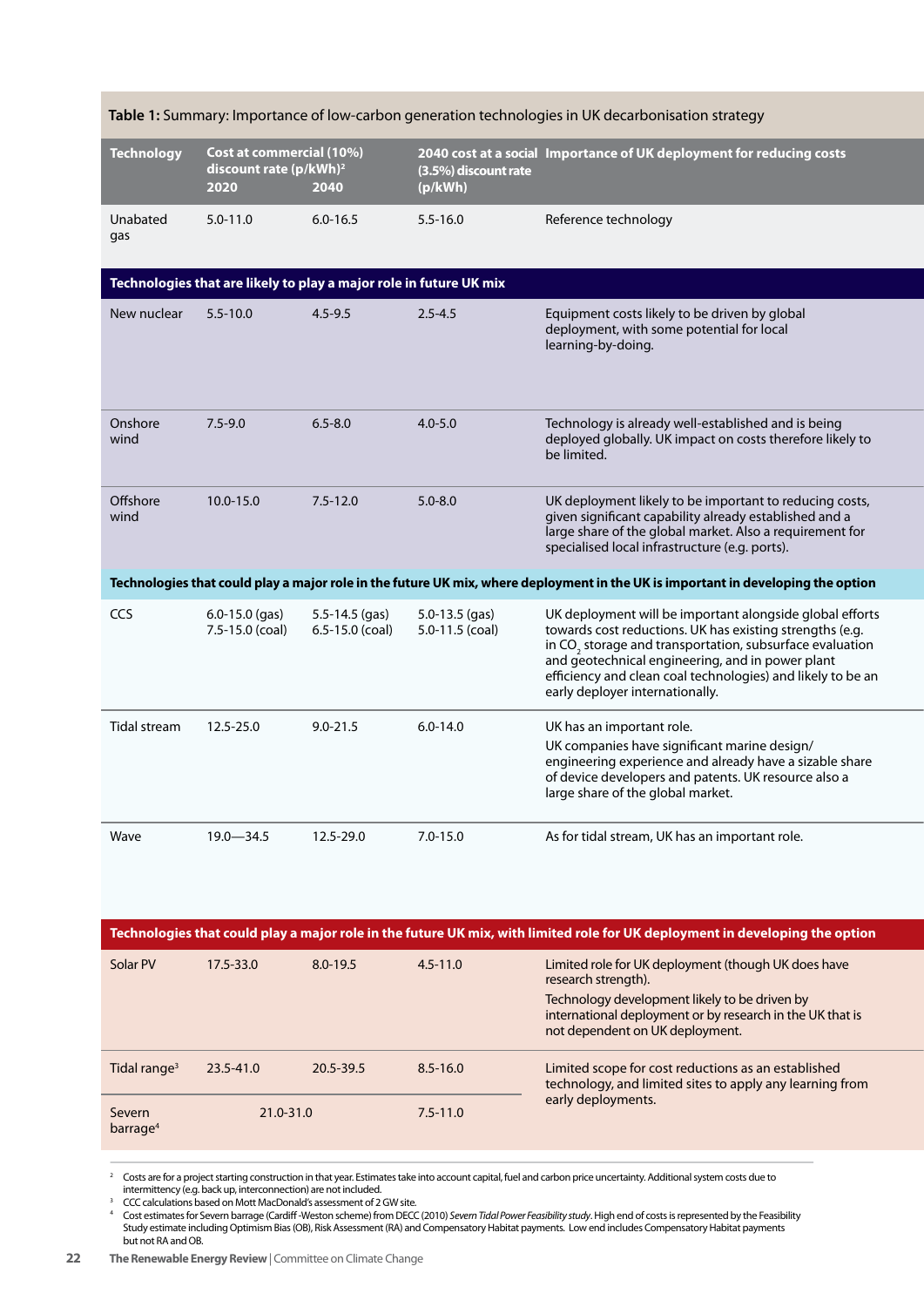**Table 1:** Summary: Importance of low-carbon generation technologies in UK decarbonisation strategy

| Technology | Cost at commercial (10%) discount rate (p/kWh)[2] 2020 | 2040 | 2040 cost at a social (3.5%) discount rate (p/kWh) | Importance of UK deployment for reducing costs |
|---|---|---|---|---|
| Unabated gas | 5.0-11.0 | 6.0-16.5 | 5.5-16.0 | Reference technology |
| **Technologies that are likely to play a major role in future UK mix** | | | | |
| New nuclear | 5.5-10.0 | 4.5-9.5 | 2.5-4.5 | Equipment costs likely to be driven by global deployment, with some potential for local learning-by-doing. |
| Onshore wind | 7.5-9.0 | 6.5-8.0 | 4.0-5.0 | Technology is already well-established and is being deployed globally. UK impact on costs therefore likely to be limited. |
| Offshore wind | 10.0-15.0 | 7.5-12.0 | 5.0-8.0 | UK deployment likely to be important to reducing costs, given significant capability already established and a large share of the global market. Also a requirement for specialised local infrastructure (e.g. ports). |
| **Technologies that could play a major role in the future UK mix, where deployment in the UK is important in developing the option** | | | | |
| CCS | 6.0-15.0 (gas) 7.5-15.0 (coal) | 5.5-14.5 (gas) 6.5-15.0 (coal) | 5.0-13.5 (gas) 5.0-11.5 (coal) | UK deployment will be important alongside global efforts towards cost reductions. UK has existing strengths (e.g. in $CO_2$ storage and transportation, subsurface evaluation and geotechnical engineering, and in power plant efficiency and clean coal technologies) and likely to be an early deployer internationally. |
| Tidal stream | 12.5-25.0 | 9.0-21.5 | 6.0-14.0 | UK has an important role. UK companies have significant marine design/ engineering experience and already have a sizable share of device developers and patents. UK resource also a large share of the global market. |
| Wave | 19.0—34.5 | 12.5-29.0 | 7.0-15.0 | As for tidal stream, UK has an important role. |
| **Technologies that could play a major role in the future UK mix, with limited role for UK deployment in developing the option** | | | | |
| Solar PV | 17.5-33.0 | 8.0-19.5 | 4.5-11.0 | Limited role for UK deployment (though UK does have research strength). Technology development likely to be driven by international deployment or by research in the UK that is not dependent on UK deployment. |
| Tidal range[3] | 23.5-41.0 | 20.5-39.5 | 8.5-16.0 | Limited scope for cost reductions as an established technology, and limited sites to apply any learning from early deployments. |
| Severn barrage[4] | 21.0-31.0 | | 7.5-11.0 | |

[2] Costs are for a project starting construction in that year. Estimates take into account capital, fuel and carbon price uncertainty. Additional system costs due to intermittency (e.g. back up, interconnection) are not included.

[3] CCC calculations based on Mott MacDonald's assessment of 2 GW site.

[4] Cost estimates for Severn barrage (Cardiff -Weston scheme) from DECC (2010) *Severn Tidal Power Feasibility study*. High end of costs is represented by the Feasibility Study estimate including Optimism Bias (OB), Risk Assessment (RA) and Compensatory Habitat payments. Low end includes Compensatory Habitat payments but not RA and OB.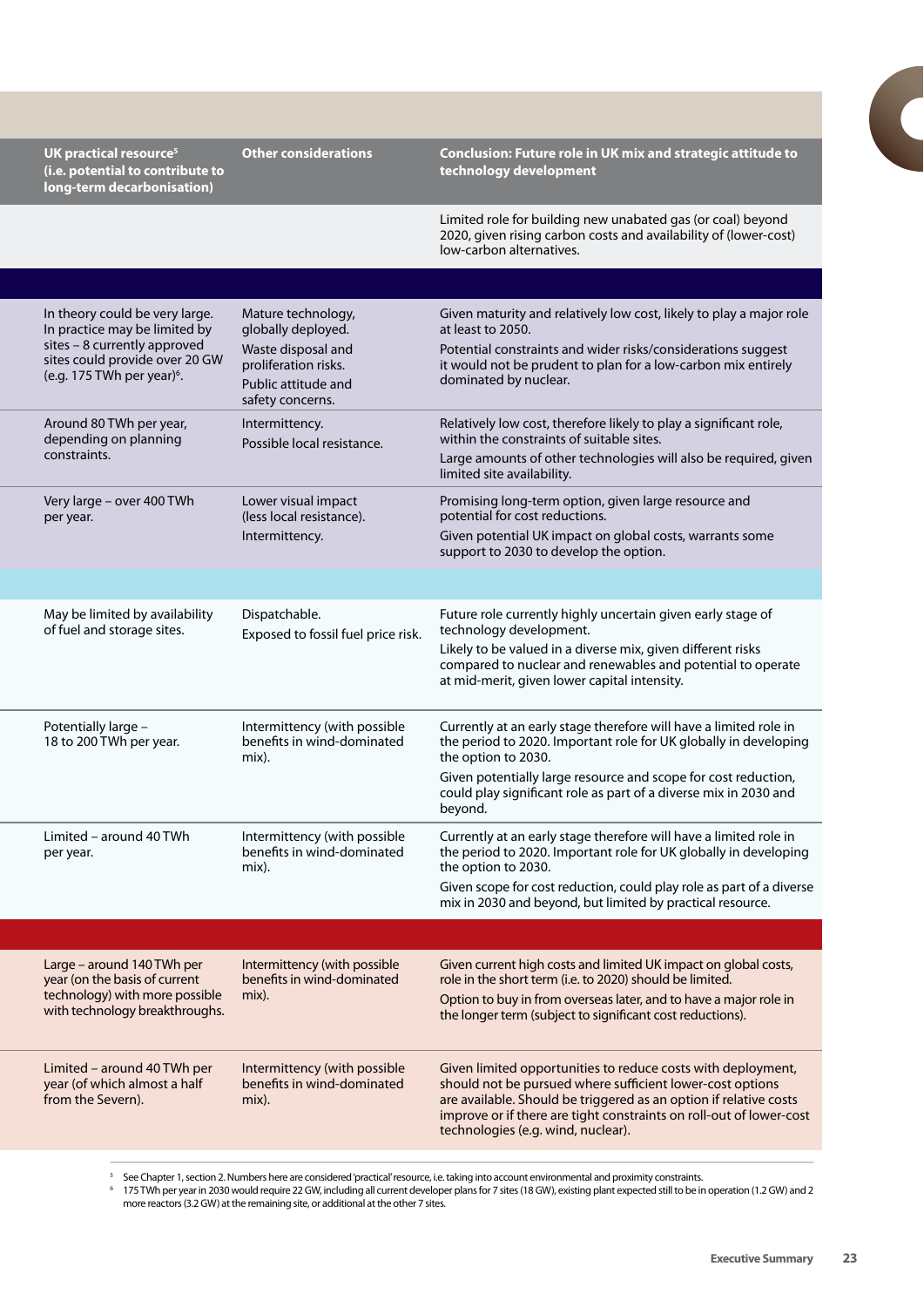| UK practical resource[5] (i.e. potential to contribute to long-term decarbonisation) | Other considerations | Conclusion: Future role in UK mix and strategic attitude to technology development |
|---|---|---|
| | | Limited role for building new unabated gas (or coal) beyond 2020, given rising carbon costs and availability of (lower-cost) low-carbon alternatives. |
| | | |
| In theory could be very large. In practice may be limited by sites – 8 currently approved sites could provide over 20 GW (e.g. 175 TWh per year)[6]. | Mature technology, globally deployed. Waste disposal and proliferation risks. Public attitude and safety concerns. | Given maturity and relatively low cost, likely to play a major role at least to 2050. Potential constraints and wider risks/considerations suggest it would not be prudent to plan for a low-carbon mix entirely dominated by nuclear. |
| Around 80 TWh per year, depending on planning constraints. | Intermittency. Possible local resistance. | Relatively low cost, therefore likely to play a significant role, within the constraints of suitable sites. Large amounts of other technologies will also be required, given limited site availability. |
| Very large – over 400 TWh per year. | Lower visual impact (less local resistance). Intermittency. | Promising long-term option, given large resource and potential for cost reductions. Given potential UK impact on global costs, warrants some support to 2030 to develop the option. |
| | | |
| May be limited by availability of fuel and storage sites. | Dispatchable. Exposed to fossil fuel price risk. | Future role currently highly uncertain given early stage of technology development. Likely to be valued in a diverse mix, given different risks compared to nuclear and renewables and potential to operate at mid-merit, given lower capital intensity. |
| Potentially large – 18 to 200 TWh per year. | Intermittency (with possible benefits in wind-dominated mix). | Currently at an early stage therefore will have a limited role in the period to 2020. Important role for UK globally in developing the option to 2030. Given potentially large resource and scope for cost reduction, could play significant role as part of a diverse mix in 2030 and beyond. |
| Limited – around 40 TWh per year. | Intermittency (with possible benefits in wind-dominated mix). | Currently at an early stage therefore will have a limited role in the period to 2020. Important role for UK globally in developing the option to 2030. Given scope for cost reduction, could play role as part of a diverse mix in 2030 and beyond, but limited by practical resource. |
| | | |
| Large – around 140 TWh per year (on the basis of current technology) with more possible with technology breakthroughs. | Intermittency (with possible benefits in wind-dominated mix). | Given current high costs and limited UK impact on global costs, role in the short term (i.e. to 2020) should be limited. Option to buy in from overseas later, and to have a major role in the longer term (subject to significant cost reductions). |
| Limited – around 40 TWh per year (of which almost a half from the Severn). | Intermittency (with possible benefits in wind-dominated mix). | Given limited opportunities to reduce costs with deployment, should not be pursued where sufficient lower-cost options are available. Should be triggered as an option if relative costs improve or if there are tight constraints on roll-out of lower-cost technologies (e.g. wind, nuclear). |

[5] See Chapter 1, section 2. Numbers here are considered 'practical' resource, i.e. taking into account environmental and proximity constraints.

[6] 175 TWh per year in 2030 would require 22 GW, including all current developer plans for 7 sites (18 GW), existing plant expected still to be in operation (1.2 GW) and 2 more reactors (3.2 GW) at the remaining site, or additional at the other 7 sites.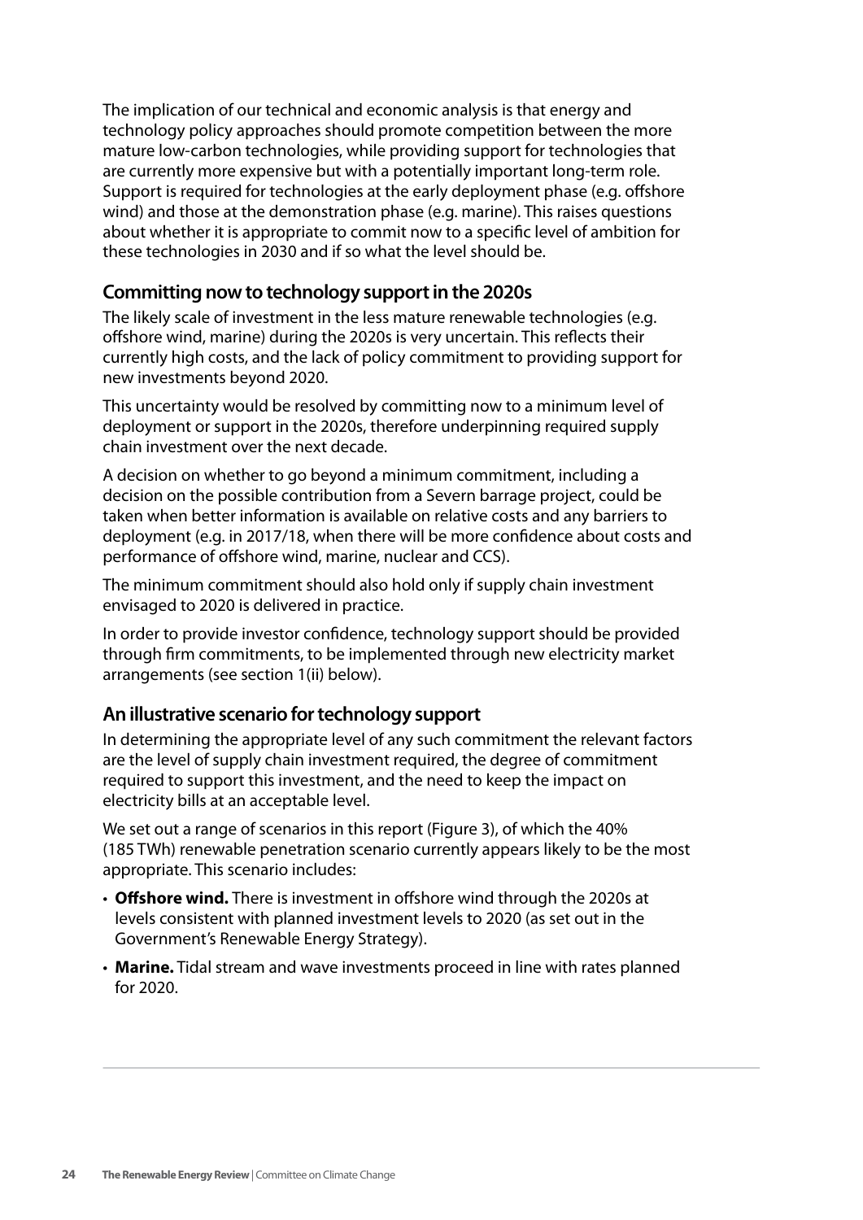The implication of our technical and economic analysis is that energy and technology policy approaches should promote competition between the more mature low-carbon technologies, while providing support for technologies that are currently more expensive but with a potentially important long-term role. Support is required for technologies at the early deployment phase (e.g. offshore wind) and those at the demonstration phase (e.g. marine). This raises questions about whether it is appropriate to commit now to a specific level of ambition for these technologies in 2030 and if so what the level should be.

### Committing now to technology support in the 2020s

The likely scale of investment in the less mature renewable technologies (e.g. offshore wind, marine) during the 2020s is very uncertain. This reflects their currently high costs, and the lack of policy commitment to providing support for new investments beyond 2020.

This uncertainty would be resolved by committing now to a minimum level of deployment or support in the 2020s, therefore underpinning required supply chain investment over the next decade.

A decision on whether to go beyond a minimum commitment, including a decision on the possible contribution from a Severn barrage project, could be taken when better information is available on relative costs and any barriers to deployment (e.g. in 2017/18, when there will be more confidence about costs and performance of offshore wind, marine, nuclear and CCS).

The minimum commitment should also hold only if supply chain investment envisaged to 2020 is delivered in practice.

In order to provide investor confidence, technology support should be provided through firm commitments, to be implemented through new electricity market arrangements (see section 1(ii) below).

### An illustrative scenario for technology support

In determining the appropriate level of any such commitment the relevant factors are the level of supply chain investment required, the degree of commitment required to support this investment, and the need to keep the impact on electricity bills at an acceptable level.

We set out a range of scenarios in this report (Figure 3), of which the 40% (185 TWh) renewable penetration scenario currently appears likely to be the most appropriate. This scenario includes:

- **Offshore wind.** There is investment in offshore wind through the 2020s at levels consistent with planned investment levels to 2020 (as set out in the Government's Renewable Energy Strategy).
- **Marine.** Tidal stream and wave investments proceed in line with rates planned for 2020.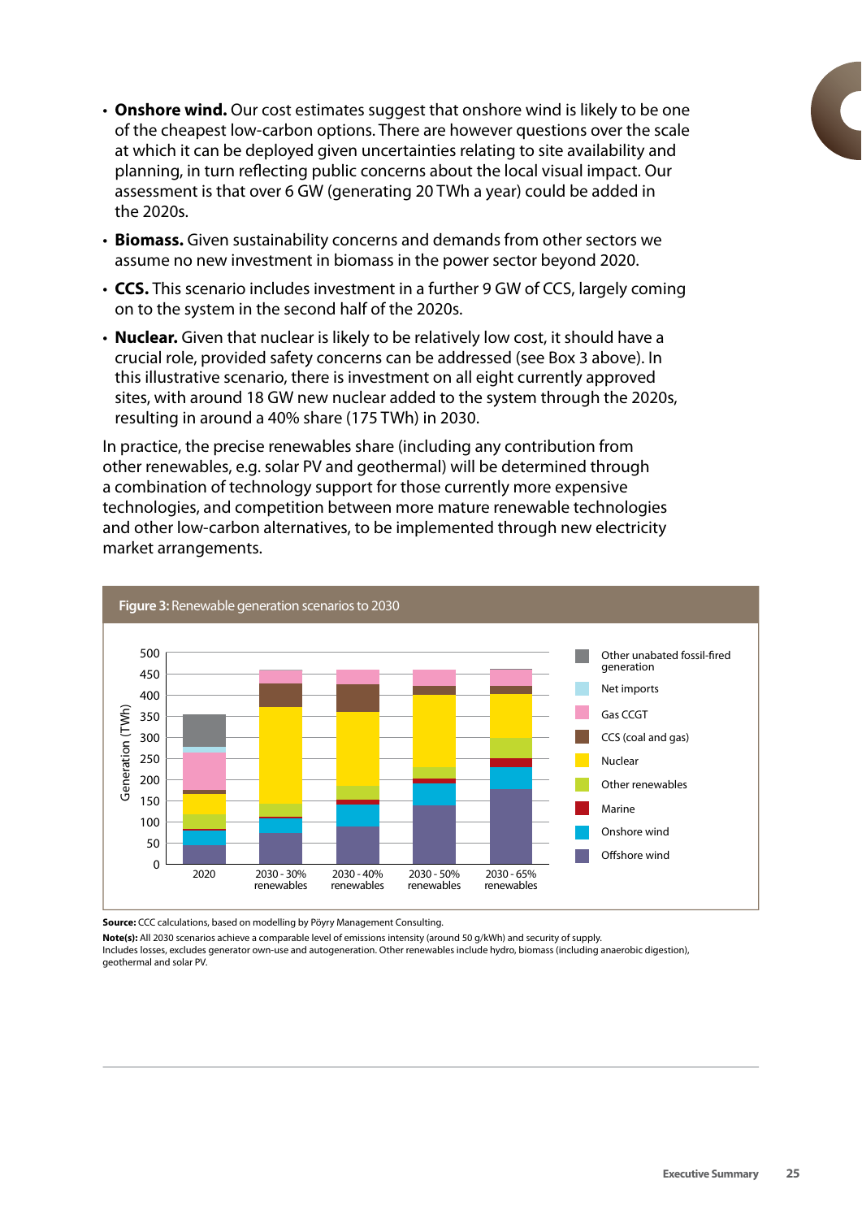- **Onshore wind.** Our cost estimates suggest that onshore wind is likely to be one of the cheapest low-carbon options. There are however questions over the scale at which it can be deployed given uncertainties relating to site availability and planning, in turn reflecting public concerns about the local visual impact. Our assessment is that over 6 GW (generating 20 TWh a year) could be added in the 2020s.
- **Biomass.** Given sustainability concerns and demands from other sectors we assume no new investment in biomass in the power sector beyond 2020.
- **CCS.** This scenario includes investment in a further 9 GW of CCS, largely coming on to the system in the second half of the 2020s.
- **Nuclear.** Given that nuclear is likely to be relatively low cost, it should have a crucial role, provided safety concerns can be addressed (see Box 3 above). In this illustrative scenario, there is investment on all eight currently approved sites, with around 18 GW new nuclear added to the system through the 2020s, resulting in around a 40% share (175 TWh) in 2030.

In practice, the precise renewables share (including any contribution from other renewables, e.g. solar PV and geothermal) will be determined through a combination of technology support for those currently more expensive technologies, and competition between more mature renewable technologies and other low-carbon alternatives, to be implemented through new electricity market arrangements.

**Figure 3:** Renewable generation scenarios to 2030

**Source:** CCC calculations, based on modelling by Pöyry Management Consulting.

**Note(s):** All 2030 scenarios achieve a comparable level of emissions intensity (around 50 g/kWh) and security of supply.
Includes losses, excludes generator own-use and autogeneration. Other renewables include hydro, biomass (including anaerobic digestion), geothermal and solar PV.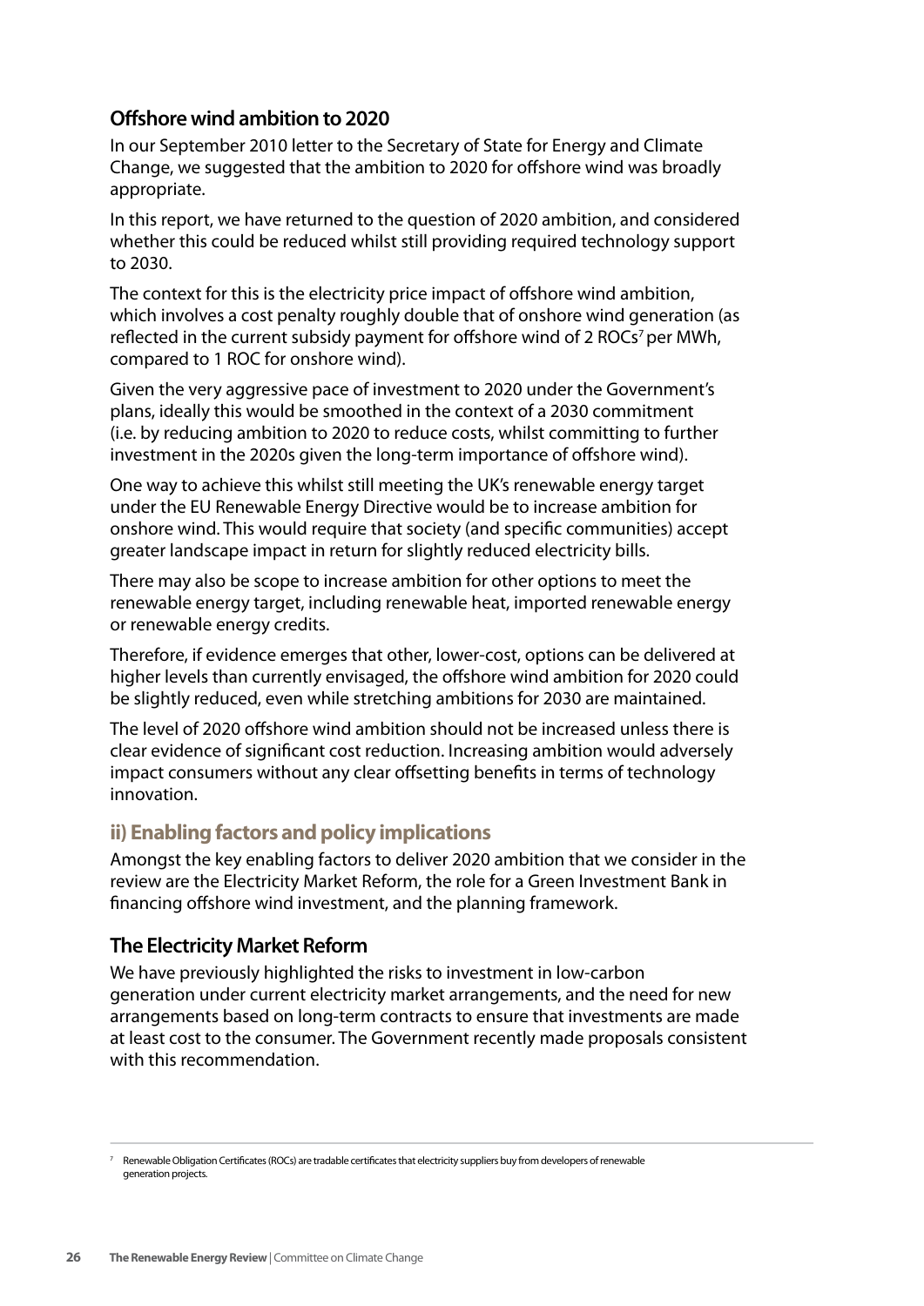### Offshore wind ambition to 2020

In our September 2010 letter to the Secretary of State for Energy and Climate Change, we suggested that the ambition to 2020 for offshore wind was broadly appropriate.

In this report, we have returned to the question of 2020 ambition, and considered whether this could be reduced whilst still providing required technology support to 2030.

The context for this is the electricity price impact of offshore wind ambition, which involves a cost penalty roughly double that of onshore wind generation (as reflected in the current subsidy payment for offshore wind of 2 ROCs[7] per MWh, compared to 1 ROC for onshore wind).

Given the very aggressive pace of investment to 2020 under the Government's plans, ideally this would be smoothed in the context of a 2030 commitment (i.e. by reducing ambition to 2020 to reduce costs, whilst committing to further investment in the 2020s given the long-term importance of offshore wind).

One way to achieve this whilst still meeting the UK's renewable energy target under the EU Renewable Energy Directive would be to increase ambition for onshore wind. This would require that society (and specific communities) accept greater landscape impact in return for slightly reduced electricity bills.

There may also be scope to increase ambition for other options to meet the renewable energy target, including renewable heat, imported renewable energy or renewable energy credits.

Therefore, if evidence emerges that other, lower-cost, options can be delivered at higher levels than currently envisaged, the offshore wind ambition for 2020 could be slightly reduced, even while stretching ambitions for 2030 are maintained.

The level of 2020 offshore wind ambition should not be increased unless there is clear evidence of significant cost reduction. Increasing ambition would adversely impact consumers without any clear offsetting benefits in terms of technology innovation.

## ii) Enabling factors and policy implications

Amongst the key enabling factors to deliver 2020 ambition that we consider in the review are the Electricity Market Reform, the role for a Green Investment Bank in financing offshore wind investment, and the planning framework.

### The Electricity Market Reform

We have previously highlighted the risks to investment in low-carbon generation under current electricity market arrangements, and the need for new arrangements based on long-term contracts to ensure that investments are made at least cost to the consumer. The Government recently made proposals consistent with this recommendation.

[7] Renewable Obligation Certificates (ROCs) are tradable certificates that electricity suppliers buy from developers of renewable generation projects.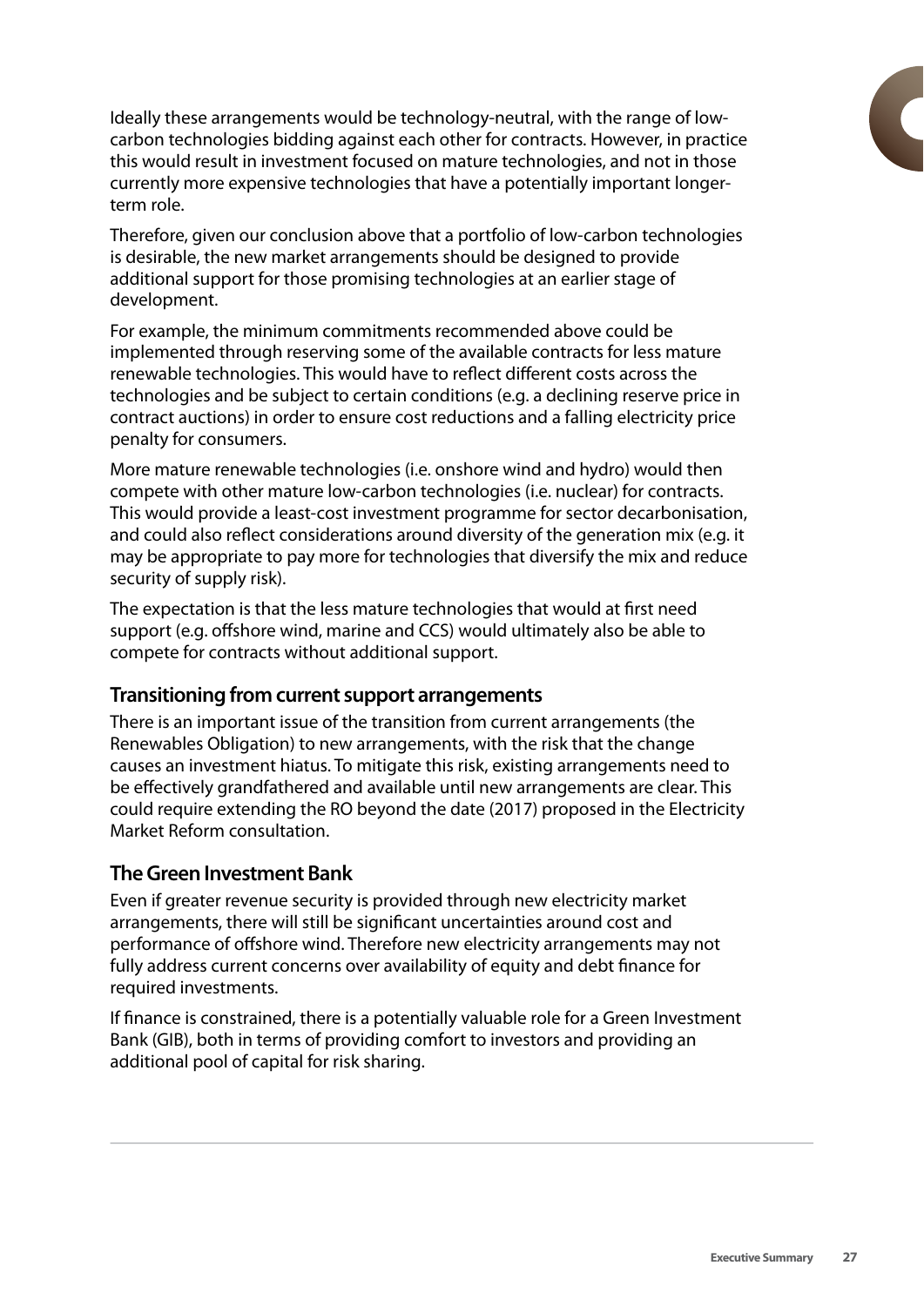Ideally these arrangements would be technology-neutral, with the range of low-carbon technologies bidding against each other for contracts. However, in practice this would result in investment focused on mature technologies, and not in those currently more expensive technologies that have a potentially important longer-term role.

Therefore, given our conclusion above that a portfolio of low-carbon technologies is desirable, the new market arrangements should be designed to provide additional support for those promising technologies at an earlier stage of development.

For example, the minimum commitments recommended above could be implemented through reserving some of the available contracts for less mature renewable technologies. This would have to reflect different costs across the technologies and be subject to certain conditions (e.g. a declining reserve price in contract auctions) in order to ensure cost reductions and a falling electricity price penalty for consumers.

More mature renewable technologies (i.e. onshore wind and hydro) would then compete with other mature low-carbon technologies (i.e. nuclear) for contracts. This would provide a least-cost investment programme for sector decarbonisation, and could also reflect considerations around diversity of the generation mix (e.g. it may be appropriate to pay more for technologies that diversify the mix and reduce security of supply risk).

The expectation is that the less mature technologies that would at first need support (e.g. offshore wind, marine and CCS) would ultimately also be able to compete for contracts without additional support.

### Transitioning from current support arrangements

There is an important issue of the transition from current arrangements (the Renewables Obligation) to new arrangements, with the risk that the change causes an investment hiatus. To mitigate this risk, existing arrangements need to be effectively grandfathered and available until new arrangements are clear. This could require extending the RO beyond the date (2017) proposed in the Electricity Market Reform consultation.

### The Green Investment Bank

Even if greater revenue security is provided through new electricity market arrangements, there will still be significant uncertainties around cost and performance of offshore wind. Therefore new electricity arrangements may not fully address current concerns over availability of equity and debt finance for required investments.

If finance is constrained, there is a potentially valuable role for a Green Investment Bank (GIB), both in terms of providing comfort to investors and providing an additional pool of capital for risk sharing.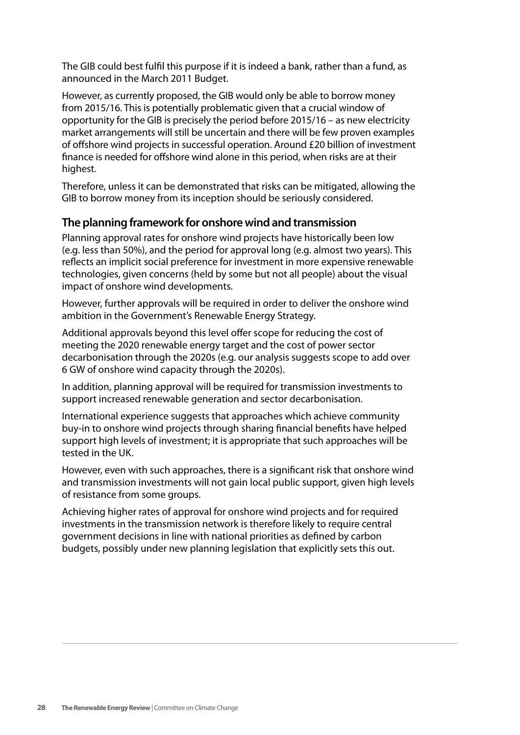The GIB could best fulfil this purpose if it is indeed a bank, rather than a fund, as announced in the March 2011 Budget.

However, as currently proposed, the GIB would only be able to borrow money from 2015/16. This is potentially problematic given that a crucial window of opportunity for the GIB is precisely the period before 2015/16 – as new electricity market arrangements will still be uncertain and there will be few proven examples of offshore wind projects in successful operation. Around £20 billion of investment finance is needed for offshore wind alone in this period, when risks are at their highest.

Therefore, unless it can be demonstrated that risks can be mitigated, allowing the GIB to borrow money from its inception should be seriously considered.

## The planning framework for onshore wind and transmission

Planning approval rates for onshore wind projects have historically been low (e.g. less than 50%), and the period for approval long (e.g. almost two years). This reflects an implicit social preference for investment in more expensive renewable technologies, given concerns (held by some but not all people) about the visual impact of onshore wind developments.

However, further approvals will be required in order to deliver the onshore wind ambition in the Government's Renewable Energy Strategy.

Additional approvals beyond this level offer scope for reducing the cost of meeting the 2020 renewable energy target and the cost of power sector decarbonisation through the 2020s (e.g. our analysis suggests scope to add over 6 GW of onshore wind capacity through the 2020s).

In addition, planning approval will be required for transmission investments to support increased renewable generation and sector decarbonisation.

International experience suggests that approaches which achieve community buy-in to onshore wind projects through sharing financial benefits have helped support high levels of investment; it is appropriate that such approaches will be tested in the UK.

However, even with such approaches, there is a significant risk that onshore wind and transmission investments will not gain local public support, given high levels of resistance from some groups.

Achieving higher rates of approval for onshore wind projects and for required investments in the transmission network is therefore likely to require central government decisions in line with national priorities as defined by carbon budgets, possibly under new planning legislation that explicitly sets this out.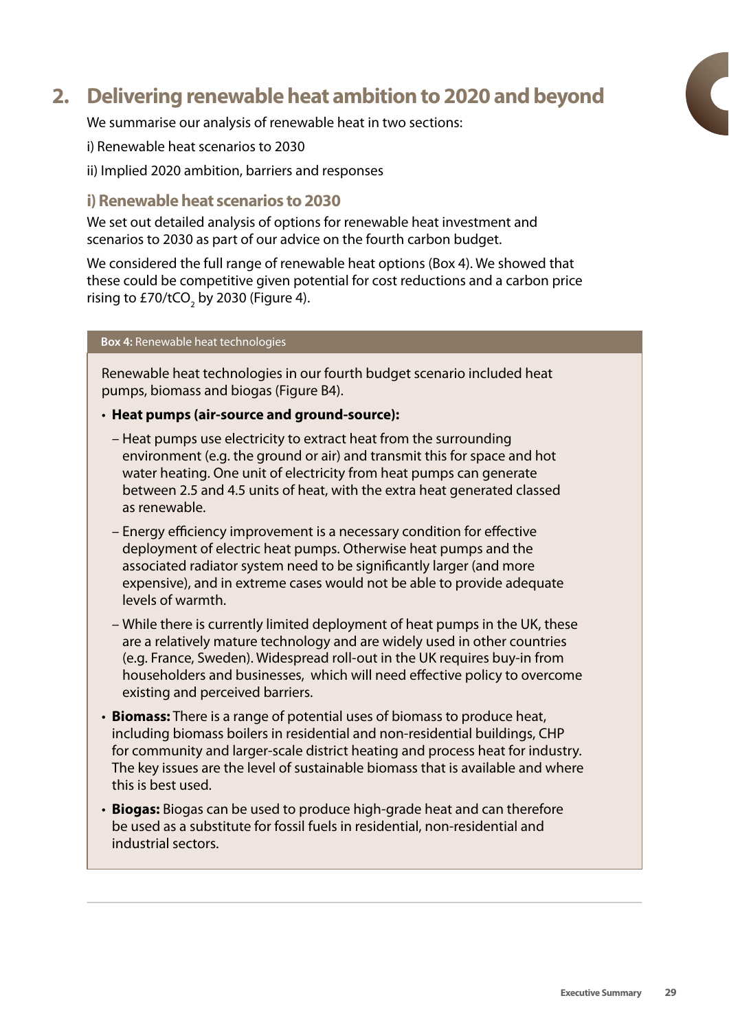# 2. Delivering renewable heat ambition to 2020 and beyond

We summarise our analysis of renewable heat in two sections:

i) Renewable heat scenarios to 2030

ii) Implied 2020 ambition, barriers and responses

## i) Renewable heat scenarios to 2030

We set out detailed analysis of options for renewable heat investment and scenarios to 2030 as part of our advice on the fourth carbon budget.

We considered the full range of renewable heat options (Box 4). We showed that these could be competitive given potential for cost reductions and a carbon price rising to £70/t$CO_2$ by 2030 (Figure 4).

**Box 4:** Renewable heat technologies

Renewable heat technologies in our fourth budget scenario included heat pumps, biomass and biogas (Figure B4).

- **Heat pumps (air-source and ground-source):**
  - Heat pumps use electricity to extract heat from the surrounding environment (e.g. the ground or air) and transmit this for space and hot water heating. One unit of electricity from heat pumps can generate between 2.5 and 4.5 units of heat, with the extra heat generated classed as renewable.
  - Energy efficiency improvement is a necessary condition for effective deployment of electric heat pumps. Otherwise heat pumps and the associated radiator system need to be significantly larger (and more expensive), and in extreme cases would not be able to provide adequate levels of warmth.
  - While there is currently limited deployment of heat pumps in the UK, these are a relatively mature technology and are widely used in other countries (e.g. France, Sweden). Widespread roll-out in the UK requires buy-in from householders and businesses, which will need effective policy to overcome existing and perceived barriers.
- **Biomass:** There is a range of potential uses of biomass to produce heat, including biomass boilers in residential and non-residential buildings, CHP for community and larger-scale district heating and process heat for industry. The key issues are the level of sustainable biomass that is available and where this is best used.
- **Biogas:** Biogas can be used to produce high-grade heat and can therefore be used as a substitute for fossil fuels in residential, non-residential and industrial sectors.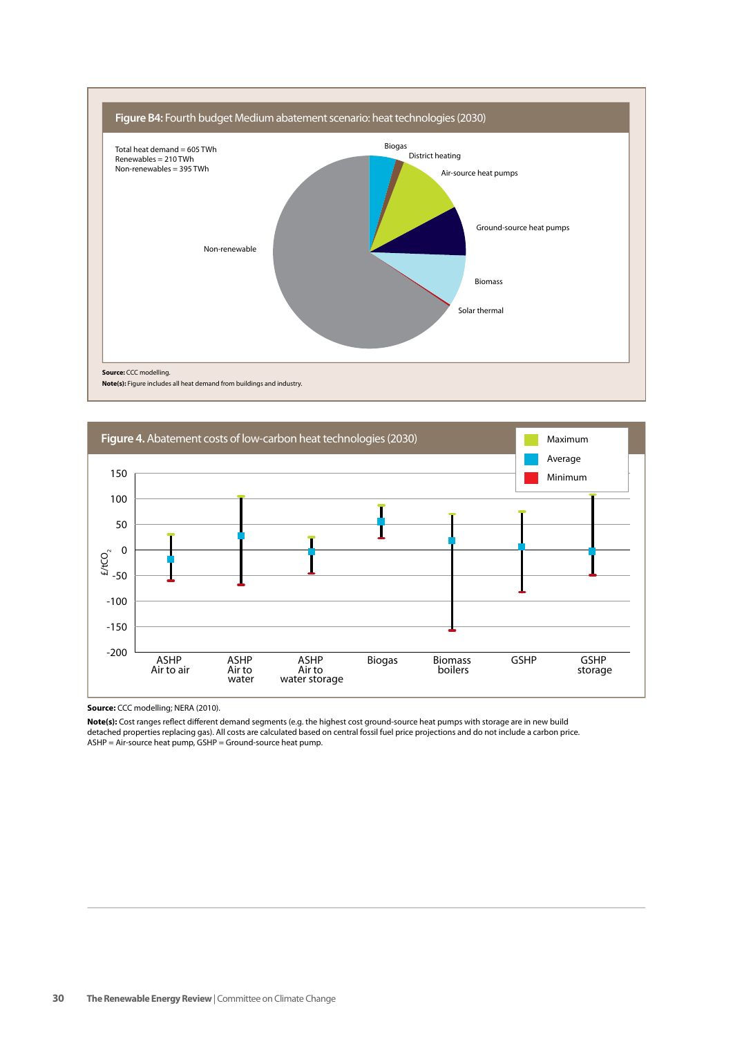**Figure B4:** Fourth budget Medium abatement scenario: heat technologies (2030)

Total heat demand = 605 TWh
Renewables = 210 TWh
Non-renewables = 395 TWh

Biogas
District heating
Air-source heat pumps
Ground-source heat pumps
Biomass
Solar thermal
Non-renewable

**Source:** CCC modelling.

**Note(s):** Figure includes all heat demand from buildings and industry.

**Figure 4.** Abatement costs of low-carbon heat technologies (2030)

Maximum
Average
Minimum

£/t$CO_2$

150
100
50
0
-50
-100
-150
-200

ASHP Air to air
ASHP Air to water
ASHP Air to water storage
Biogas
Biomass boilers
GSHP
GSHP storage

**Source:** CCC modelling; NERA (2010).

**Note(s):** Cost ranges reflect different demand segments (e.g. the highest cost ground-source heat pumps with storage are in new build detached properties replacing gas). All costs are calculated based on central fossil fuel price projections and do not include a carbon price. ASHP = Air-source heat pump, GSHP = Ground-source heat pump.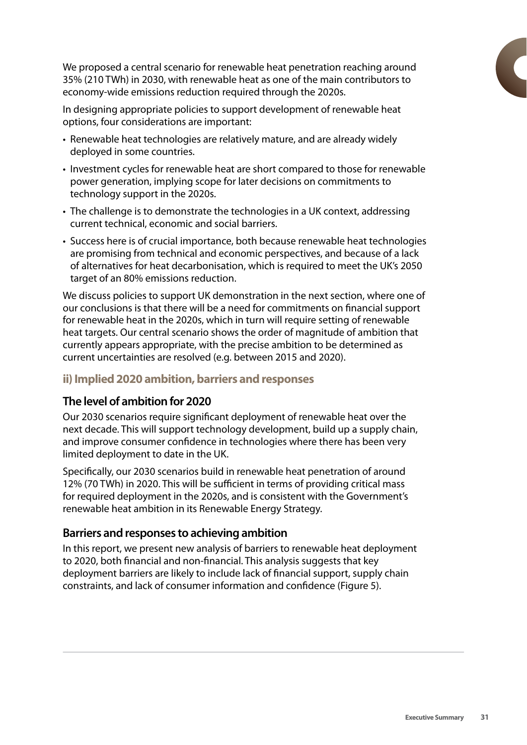We proposed a central scenario for renewable heat penetration reaching around 35% (210 TWh) in 2030, with renewable heat as one of the main contributors to economy-wide emissions reduction required through the 2020s.

In designing appropriate policies to support development of renewable heat options, four considerations are important:

- Renewable heat technologies are relatively mature, and are already widely deployed in some countries.
- Investment cycles for renewable heat are short compared to those for renewable power generation, implying scope for later decisions on commitments to technology support in the 2020s.
- The challenge is to demonstrate the technologies in a UK context, addressing current technical, economic and social barriers.
- Success here is of crucial importance, both because renewable heat technologies are promising from technical and economic perspectives, and because of a lack of alternatives for heat decarbonisation, which is required to meet the UK's 2050 target of an 80% emissions reduction.

We discuss policies to support UK demonstration in the next section, where one of our conclusions is that there will be a need for commitments on financial support for renewable heat in the 2020s, which in turn will require setting of renewable heat targets. Our central scenario shows the order of magnitude of ambition that currently appears appropriate, with the precise ambition to be determined as current uncertainties are resolved (e.g. between 2015 and 2020).

## ii) Implied 2020 ambition, barriers and responses

### The level of ambition for 2020

Our 2030 scenarios require significant deployment of renewable heat over the next decade. This will support technology development, build up a supply chain, and improve consumer confidence in technologies where there has been very limited deployment to date in the UK.

Specifically, our 2030 scenarios build in renewable heat penetration of around 12% (70 TWh) in 2020. This will be sufficient in terms of providing critical mass for required deployment in the 2020s, and is consistent with the Government's renewable heat ambition in its Renewable Energy Strategy.

### Barriers and responses to achieving ambition

In this report, we present new analysis of barriers to renewable heat deployment to 2020, both financial and non-financial. This analysis suggests that key deployment barriers are likely to include lack of financial support, supply chain constraints, and lack of consumer information and confidence (Figure 5).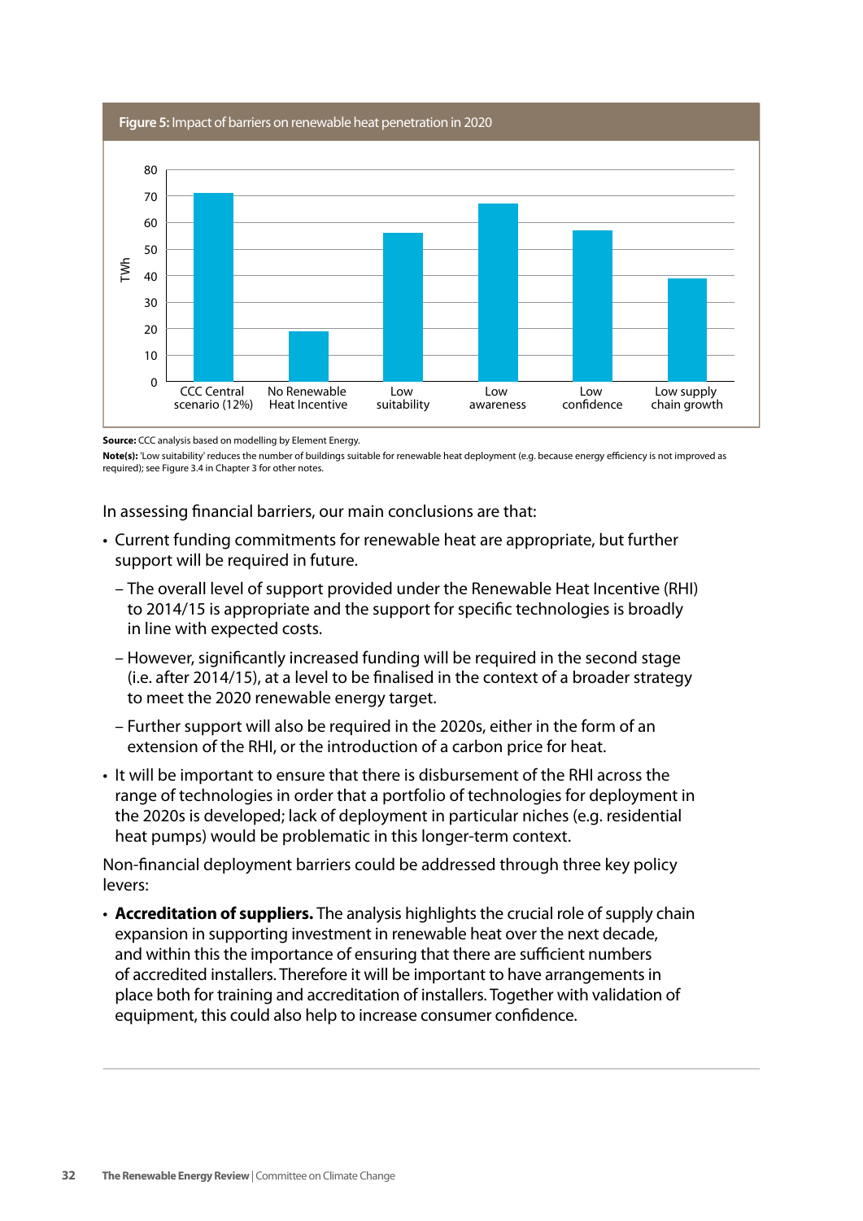**Figure 5:** Impact of barriers on renewable heat penetration in 2020

| | TWh |
|---|---|
| CCC Central scenario (12%) | 71 |
| No Renewable Heat Incentive | 19 |
| Low suitability | 56 |
| Low awareness | 67 |
| Low confidence | 57 |
| Low supply chain growth | 39 |

**Source:** CCC analysis based on modelling by Element Energy.

**Note(s):** 'Low suitability' reduces the number of buildings suitable for renewable heat deployment (e.g. because energy efficiency is not improved as required); see Figure 3.4 in Chapter 3 for other notes.

In assessing financial barriers, our main conclusions are that:

- Current funding commitments for renewable heat are appropriate, but further support will be required in future.
  - The overall level of support provided under the Renewable Heat Incentive (RHI) to 2014/15 is appropriate and the support for specific technologies is broadly in line with expected costs.
  - However, significantly increased funding will be required in the second stage (i.e. after 2014/15), at a level to be finalised in the context of a broader strategy to meet the 2020 renewable energy target.
  - Further support will also be required in the 2020s, either in the form of an extension of the RHI, or the introduction of a carbon price for heat.
- It will be important to ensure that there is disbursement of the RHI across the range of technologies in order that a portfolio of technologies for deployment in the 2020s is developed; lack of deployment in particular niches (e.g. residential heat pumps) would be problematic in this longer-term context.

Non-financial deployment barriers could be addressed through three key policy levers:

- **Accreditation of suppliers.** The analysis highlights the crucial role of supply chain expansion in supporting investment in renewable heat over the next decade, and within this the importance of ensuring that there are sufficient numbers of accredited installers. Therefore it will be important to have arrangements in place both for training and accreditation of installers. Together with validation of equipment, this could also help to increase consumer confidence.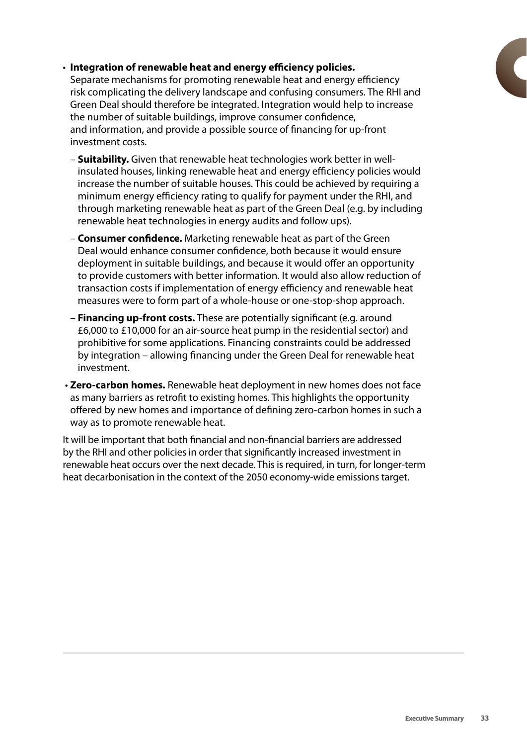- **Integration of renewable heat and energy efficiency policies.** Separate mechanisms for promoting renewable heat and energy efficiency risk complicating the delivery landscape and confusing consumers. The RHI and Green Deal should therefore be integrated. Integration would help to increase the number of suitable buildings, improve consumer confidence, and information, and provide a possible source of financing for up-front investment costs.
  - **Suitability.** Given that renewable heat technologies work better in well-insulated houses, linking renewable heat and energy efficiency policies would increase the number of suitable houses. This could be achieved by requiring a minimum energy efficiency rating to qualify for payment under the RHI, and through marketing renewable heat as part of the Green Deal (e.g. by including renewable heat technologies in energy audits and follow ups).
  - **Consumer confidence.** Marketing renewable heat as part of the Green Deal would enhance consumer confidence, both because it would ensure deployment in suitable buildings, and because it would offer an opportunity to provide customers with better information. It would also allow reduction of transaction costs if implementation of energy efficiency and renewable heat measures were to form part of a whole-house or one-stop-shop approach.
  - **Financing up-front costs.** These are potentially significant (e.g. around £6,000 to £10,000 for an air-source heat pump in the residential sector) and prohibitive for some applications. Financing constraints could be addressed by integration – allowing financing under the Green Deal for renewable heat investment.
- **Zero-carbon homes.** Renewable heat deployment in new homes does not face as many barriers as retrofit to existing homes. This highlights the opportunity offered by new homes and importance of defining zero-carbon homes in such a way as to promote renewable heat.

It will be important that both financial and non-financial barriers are addressed by the RHI and other policies in order that significantly increased investment in renewable heat occurs over the next decade. This is required, in turn, for longer-term heat decarbonisation in the context of the 2050 economy-wide emissions target.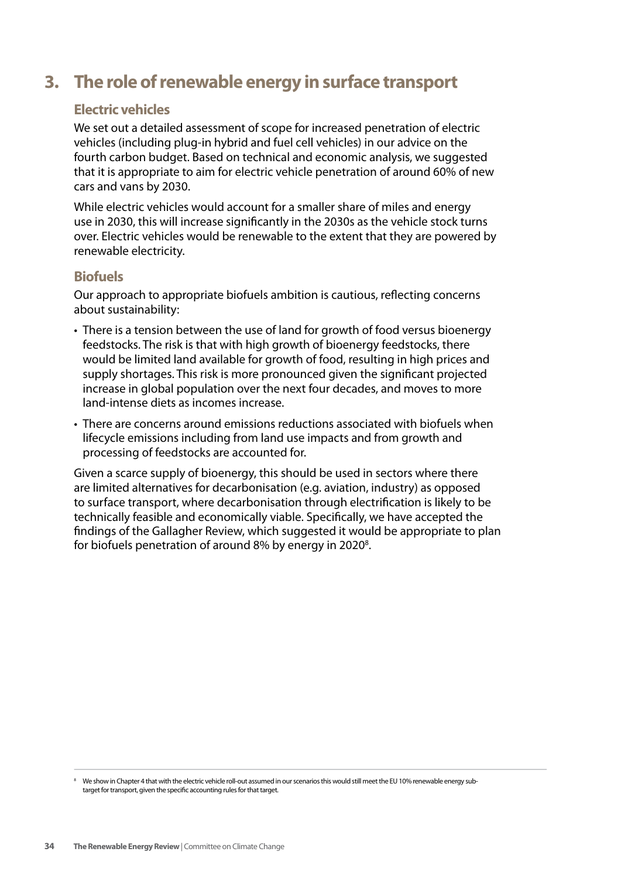# 3. The role of renewable energy in surface transport

## Electric vehicles

We set out a detailed assessment of scope for increased penetration of electric vehicles (including plug-in hybrid and fuel cell vehicles) in our advice on the fourth carbon budget. Based on technical and economic analysis, we suggested that it is appropriate to aim for electric vehicle penetration of around 60% of new cars and vans by 2030.

While electric vehicles would account for a smaller share of miles and energy use in 2030, this will increase significantly in the 2030s as the vehicle stock turns over. Electric vehicles would be renewable to the extent that they are powered by renewable electricity.

## Biofuels

Our approach to appropriate biofuels ambition is cautious, reflecting concerns about sustainability:

- There is a tension between the use of land for growth of food versus bioenergy feedstocks. The risk is that with high growth of bioenergy feedstocks, there would be limited land available for growth of food, resulting in high prices and supply shortages. This risk is more pronounced given the significant projected increase in global population over the next four decades, and moves to more land-intense diets as incomes increase.
- There are concerns around emissions reductions associated with biofuels when lifecycle emissions including from land use impacts and from growth and processing of feedstocks are accounted for.

Given a scarce supply of bioenergy, this should be used in sectors where there are limited alternatives for decarbonisation (e.g. aviation, industry) as opposed to surface transport, where decarbonisation through electrification is likely to be technically feasible and economically viable. Specifically, we have accepted the findings of the Gallagher Review, which suggested it would be appropriate to plan for biofuels penetration of around 8% by energy in 2020[8].

[8] We show in Chapter 4 that with the electric vehicle roll-out assumed in our scenarios this would still meet the EU 10% renewable energy sub-target for transport, given the specific accounting rules for that target.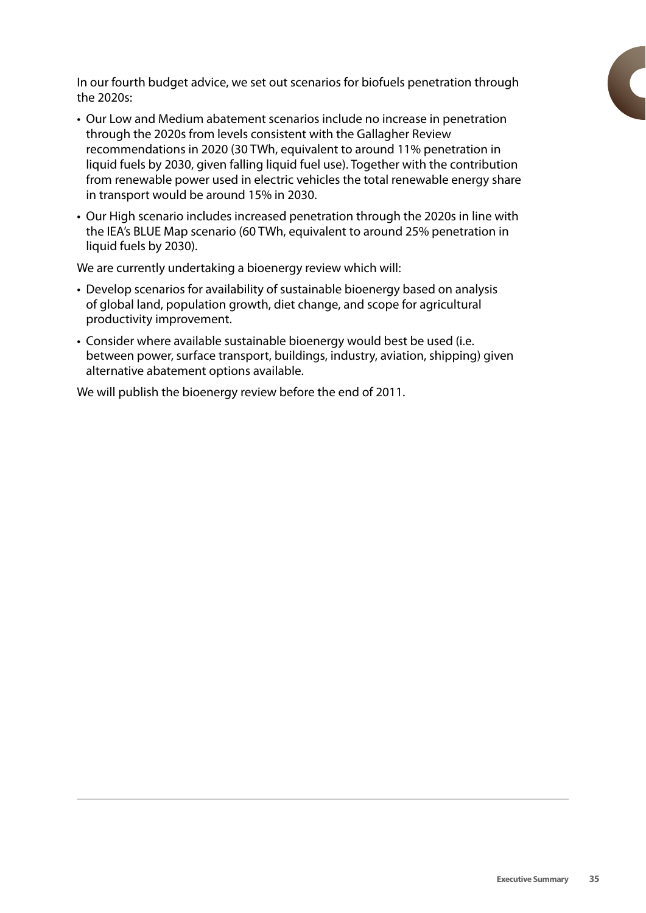In our fourth budget advice, we set out scenarios for biofuels penetration through the 2020s:

- Our Low and Medium abatement scenarios include no increase in penetration through the 2020s from levels consistent with the Gallagher Review recommendations in 2020 (30 TWh, equivalent to around 11% penetration in liquid fuels by 2030, given falling liquid fuel use). Together with the contribution from renewable power used in electric vehicles the total renewable energy share in transport would be around 15% in 2030.
- Our High scenario includes increased penetration through the 2020s in line with the IEA's BLUE Map scenario (60 TWh, equivalent to around 25% penetration in liquid fuels by 2030).

We are currently undertaking a bioenergy review which will:

- Develop scenarios for availability of sustainable bioenergy based on analysis of global land, population growth, diet change, and scope for agricultural productivity improvement.
- Consider where available sustainable bioenergy would best be used (i.e. between power, surface transport, buildings, industry, aviation, shipping) given alternative abatement options available.

We will publish the bioenergy review before the end of 2011.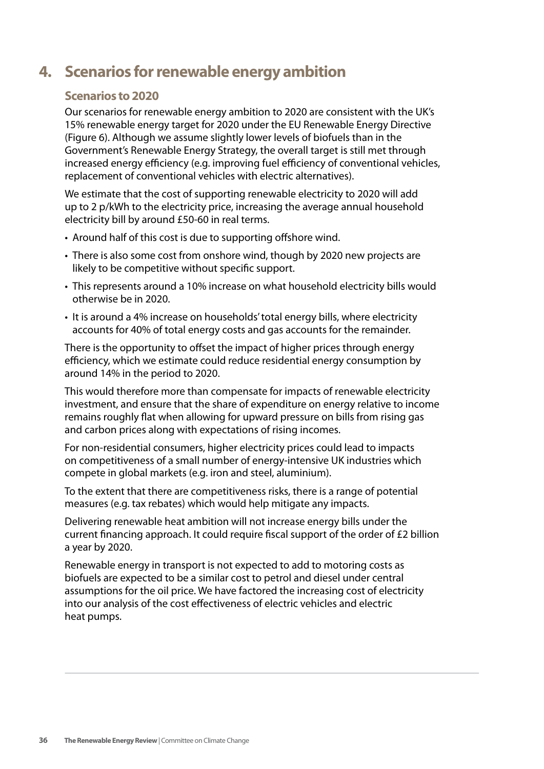# 4. Scenarios for renewable energy ambition

## Scenarios to 2020

Our scenarios for renewable energy ambition to 2020 are consistent with the UK's 15% renewable energy target for 2020 under the EU Renewable Energy Directive (Figure 6). Although we assume slightly lower levels of biofuels than in the Government's Renewable Energy Strategy, the overall target is still met through increased energy efficiency (e.g. improving fuel efficiency of conventional vehicles, replacement of conventional vehicles with electric alternatives).

We estimate that the cost of supporting renewable electricity to 2020 will add up to 2 p/kWh to the electricity price, increasing the average annual household electricity bill by around £50-60 in real terms.

- Around half of this cost is due to supporting offshore wind.
- There is also some cost from onshore wind, though by 2020 new projects are likely to be competitive without specific support.
- This represents around a 10% increase on what household electricity bills would otherwise be in 2020.
- It is around a 4% increase on households' total energy bills, where electricity accounts for 40% of total energy costs and gas accounts for the remainder.

There is the opportunity to offset the impact of higher prices through energy efficiency, which we estimate could reduce residential energy consumption by around 14% in the period to 2020.

This would therefore more than compensate for impacts of renewable electricity investment, and ensure that the share of expenditure on energy relative to income remains roughly flat when allowing for upward pressure on bills from rising gas and carbon prices along with expectations of rising incomes.

For non-residential consumers, higher electricity prices could lead to impacts on competitiveness of a small number of energy-intensive UK industries which compete in global markets (e.g. iron and steel, aluminium).

To the extent that there are competitiveness risks, there is a range of potential measures (e.g. tax rebates) which would help mitigate any impacts.

Delivering renewable heat ambition will not increase energy bills under the current financing approach. It could require fiscal support of the order of £2 billion a year by 2020.

Renewable energy in transport is not expected to add to motoring costs as biofuels are expected to be a similar cost to petrol and diesel under central assumptions for the oil price. We have factored the increasing cost of electricity into our analysis of the cost effectiveness of electric vehicles and electric heat pumps.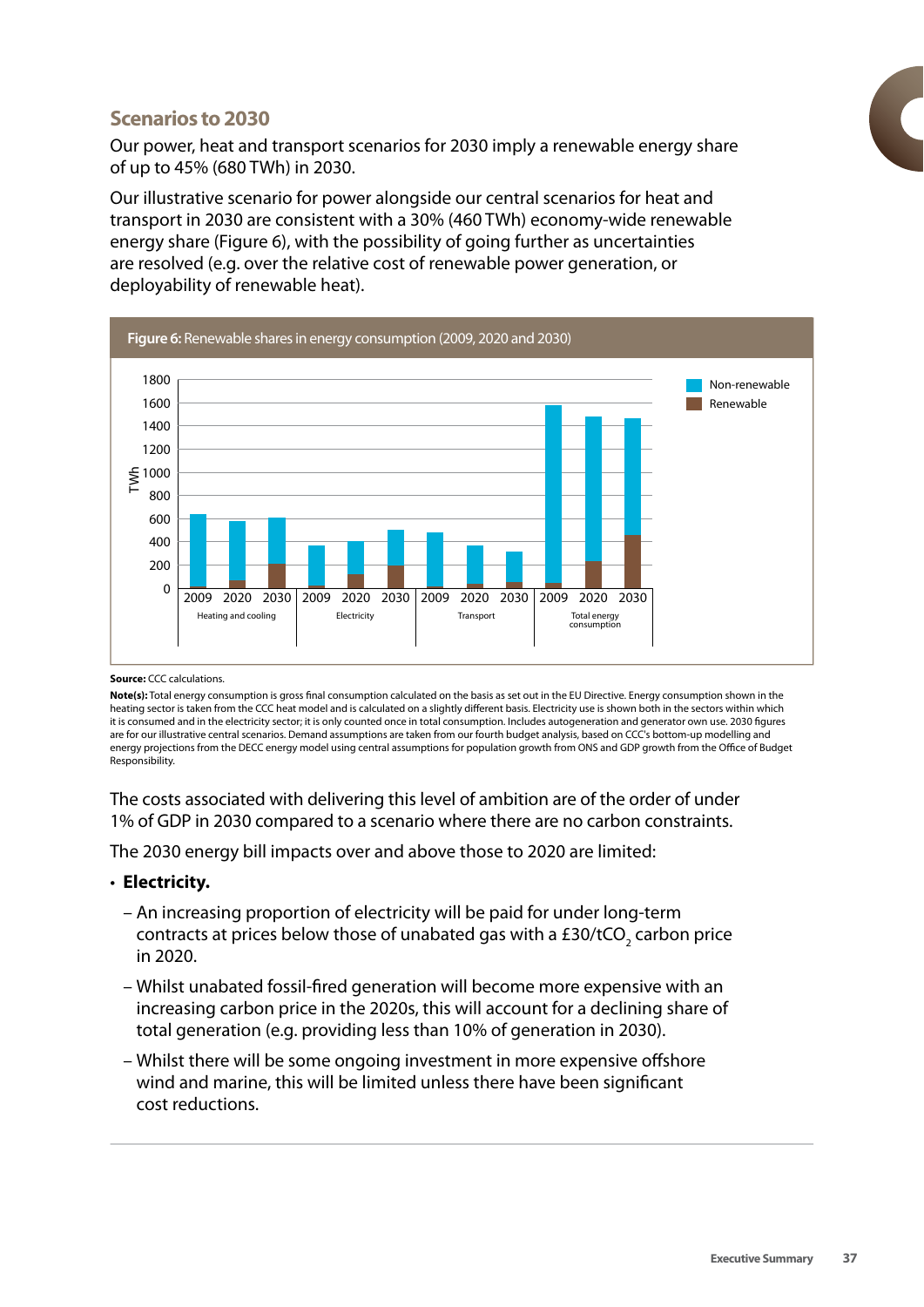## Scenarios to 2030

Our power, heat and transport scenarios for 2030 imply a renewable energy share of up to 45% (680 TWh) in 2030.

Our illustrative scenario for power alongside our central scenarios for heat and transport in 2030 are consistent with a 30% (460 TWh) economy-wide renewable energy share (Figure 6), with the possibility of going further as uncertainties are resolved (e.g. over the relative cost of renewable power generation, or deployability of renewable heat).

**Figure 6:** Renewable shares in energy consumption (2009, 2020 and 2030)

**Source:** CCC calculations.

**Note(s):** Total energy consumption is gross final consumption calculated on the basis as set out in the EU Directive. Energy consumption shown in the heating sector is taken from the CCC heat model and is calculated on a slightly different basis. Electricity use is shown both in the sectors within which it is consumed and in the electricity sector; it is only counted once in total consumption. Includes autogeneration and generator own use. 2030 figures are for our illustrative central scenarios. Demand assumptions are taken from our fourth budget analysis, based on CCC's bottom-up modelling and energy projections from the DECC energy model using central assumptions for population growth from ONS and GDP growth from the Office of Budget Responsibility.

The costs associated with delivering this level of ambition are of the order of under 1% of GDP in 2030 compared to a scenario where there are no carbon constraints.

The 2030 energy bill impacts over and above those to 2020 are limited:

- **Electricity.**
  - An increasing proportion of electricity will be paid for under long-term contracts at prices below those of unabated gas with a £30/t$CO_2$ carbon price in 2020.
  - Whilst unabated fossil-fired generation will become more expensive with an increasing carbon price in the 2020s, this will account for a declining share of total generation (e.g. providing less than 10% of generation in 2030).
  - Whilst there will be some ongoing investment in more expensive offshore wind and marine, this will be limited unless there have been significant cost reductions.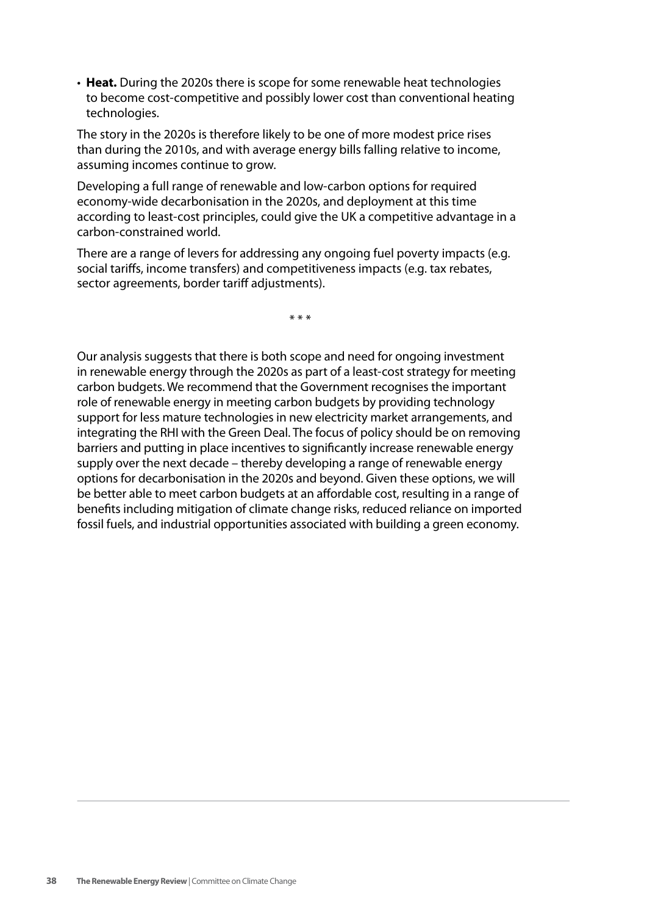- **Heat.** During the 2020s there is scope for some renewable heat technologies to become cost-competitive and possibly lower cost than conventional heating technologies.

The story in the 2020s is therefore likely to be one of more modest price rises than during the 2010s, and with average energy bills falling relative to income, assuming incomes continue to grow.

Developing a full range of renewable and low-carbon options for required economy-wide decarbonisation in the 2020s, and deployment at this time according to least-cost principles, could give the UK a competitive advantage in a carbon-constrained world.

There are a range of levers for addressing any ongoing fuel poverty impacts (e.g. social tariffs, income transfers) and competitiveness impacts (e.g. tax rebates, sector agreements, border tariff adjustments).

* * *

Our analysis suggests that there is both scope and need for ongoing investment in renewable energy through the 2020s as part of a least-cost strategy for meeting carbon budgets. We recommend that the Government recognises the important role of renewable energy in meeting carbon budgets by providing technology support for less mature technologies in new electricity market arrangements, and integrating the RHI with the Green Deal. The focus of policy should be on removing barriers and putting in place incentives to significantly increase renewable energy supply over the next decade – thereby developing a range of renewable energy options for decarbonisation in the 2020s and beyond. Given these options, we will be better able to meet carbon budgets at an affordable cost, resulting in a range of benefits including mitigation of climate change risks, reduced reliance on imported fossil fuels, and industrial opportunities associated with building a green economy.